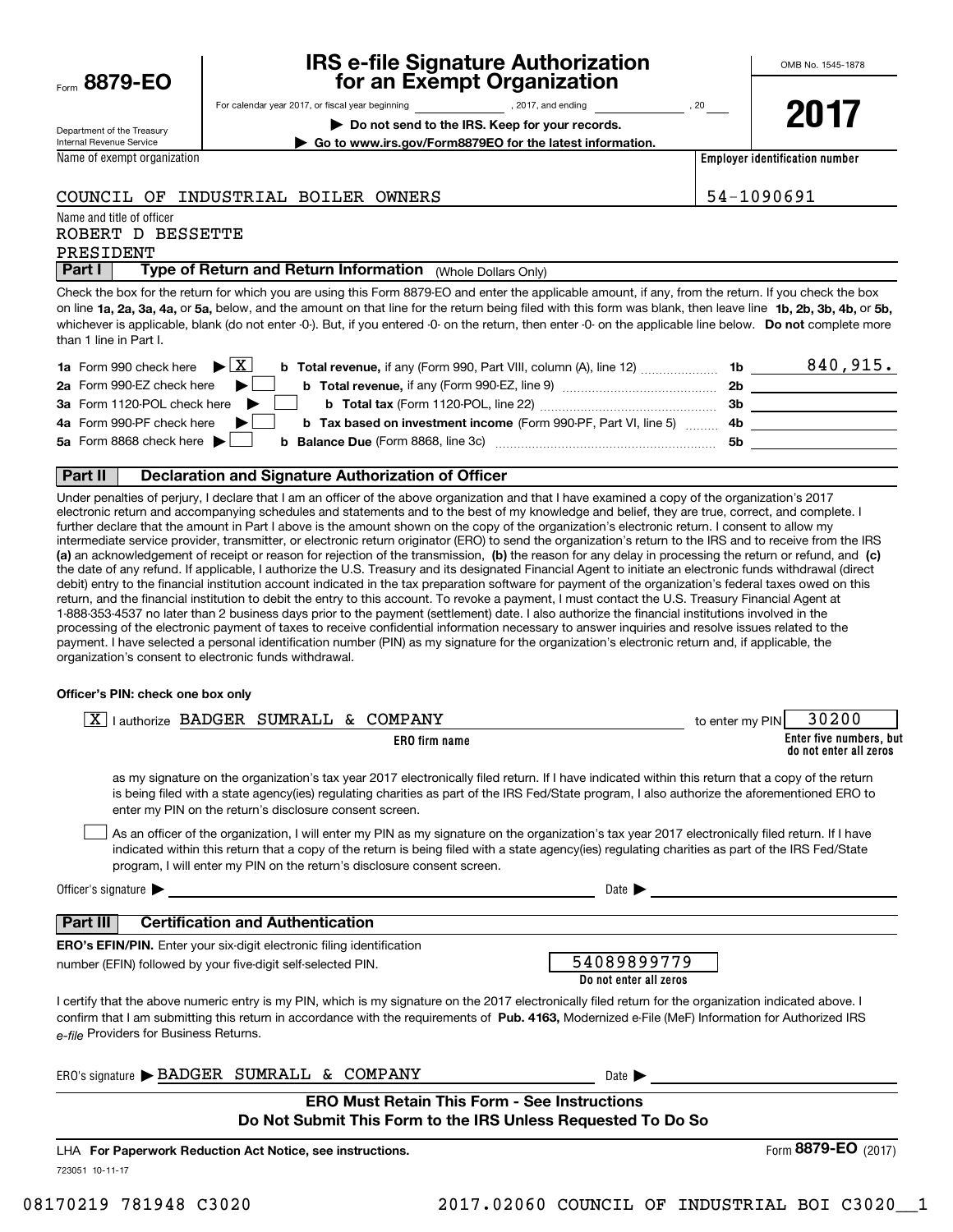Form **8879-EO**

Department of the Treasury
Internal Revenue Service

# IRS e-file Signature Authorization for an Exempt Organization

For calendar year 2017, or fiscal year beginning ____________ , 2017, and ending ____________ , 20____

**▶ Do not send to the IRS. Keep for your records.**

**▶ Go to www.irs.gov/Form8879EO for the latest information.**

OMB No. 1545-1878

**2017**

| Name of exempt organization | Employer identification number |
|---|---|
| COUNCIL OF INDUSTRIAL BOILER OWNERS | 54-1090691 |

Name and title of officer
ROBERT D BESSETTE
PRESIDENT

## Part I — Type of Return and Return Information (Whole Dollars Only)

Check the box for the return for which you are using this Form 8879-EO and enter the applicable amount, if any, from the return. If you check the box on line **1a, 2a, 3a, 4a,** or **5a,** below, and the amount on that line for the return being filed with this form was blank, then leave line **1b, 2b, 3b, 4b,** or **5b,** whichever is applicable, blank (do not enter -0-). But, if you entered -0- on the return, then enter -0- on the applicable line below. **Do not** complete more than 1 line in Part I.

| | | | |
|---|---|---|---|
| **1a** Form 990 check here ▶ [X] | **b Total revenue,** if any (Form 990, Part VIII, column (A), line 12) | 1b | 840,915. |
| **2a** Form 990-EZ check here ▶ [ ] | **b Total revenue,** if any (Form 990-EZ, line 9) | 2b | |
| **3a** Form 1120-POL check here ▶ [ ] | **b Total tax** (Form 1120-POL, line 22) | 3b | |
| **4a** Form 990-PF check here ▶ [ ] | **b Tax based on investment income** (Form 990-PF, Part VI, line 5) | 4b | |
| **5a** Form 8868 check here ▶ [ ] | **b Balance Due** (Form 8868, line 3c) | 5b | |

## Part II — Declaration and Signature Authorization of Officer

Under penalties of perjury, I declare that I am an officer of the above organization and that I have examined a copy of the organization's 2017 electronic return and accompanying schedules and statements and to the best of my knowledge and belief, they are true, correct, and complete. I further declare that the amount in Part I above is the amount shown on the copy of the organization's electronic return. I consent to allow my intermediate service provider, transmitter, or electronic return originator (ERO) to send the organization's return to the IRS and to receive from the IRS **(a)** an acknowledgement of receipt or reason for rejection of the transmission, **(b)** the reason for any delay in processing the return or refund, and **(c)** the date of any refund. If applicable, I authorize the U.S. Treasury and its designated Financial Agent to initiate an electronic funds withdrawal (direct debit) entry to the financial institution account indicated in the tax preparation software for payment of the organization's federal taxes owed on this return, and the financial institution to debit the entry to this account. To revoke a payment, I must contact the U.S. Treasury Financial Agent at 1-888-353-4537 no later than 2 business days prior to the payment (settlement) date. I also authorize the financial institutions involved in the processing of the electronic payment of taxes to receive confidential information necessary to answer inquiries and resolve issues related to the payment. I have selected a personal identification number (PIN) as my signature for the organization's electronic return and, if applicable, the organization's consent to electronic funds withdrawal.

**Officer's PIN: check one box only**

[X] I authorize BADGER SUMRALL & COMPANY (**ERO firm name**) to enter my PIN 30200 (**Enter five numbers, but do not enter all zeros**)

as my signature on the organization's tax year 2017 electronically filed return. If I have indicated within this return that a copy of the return is being filed with a state agency(ies) regulating charities as part of the IRS Fed/State program, I also authorize the aforementioned ERO to enter my PIN on the return's disclosure consent screen.

[ ] As an officer of the organization, I will enter my PIN as my signature on the organization's tax year 2017 electronically filed return. If I have indicated within this return that a copy of the return is being filed with a state agency(ies) regulating charities as part of the IRS Fed/State program, I will enter my PIN on the return's disclosure consent screen.

Officer's signature ▶ ____________________ Date ▶ ____________________

## Part III — Certification and Authentication

**ERO's EFIN/PIN.** Enter your six-digit electronic filing identification number (EFIN) followed by your five-digit self-selected PIN. 54089899779 (**Do not enter all zeros**)

I certify that the above numeric entry is my PIN, which is my signature on the 2017 electronically filed return for the organization indicated above. I confirm that I am submitting this return in accordance with the requirements of **Pub. 4163,** Modernized e-File (MeF) Information for Authorized IRS *e-file* Providers for Business Returns.

ERO's signature ▶ BADGER SUMRALL & COMPANY Date ▶ ____________________

**ERO Must Retain This Form - See Instructions**
**Do Not Submit This Form to the IRS Unless Requested To Do So**

LHA **For Paperwork Reduction Act Notice, see instructions.** Form **8879-EO** (2017)

723051 10-11-17

08170219 781948 C3020 2017.02060 COUNCIL OF INDUSTRIAL BOI C3020__1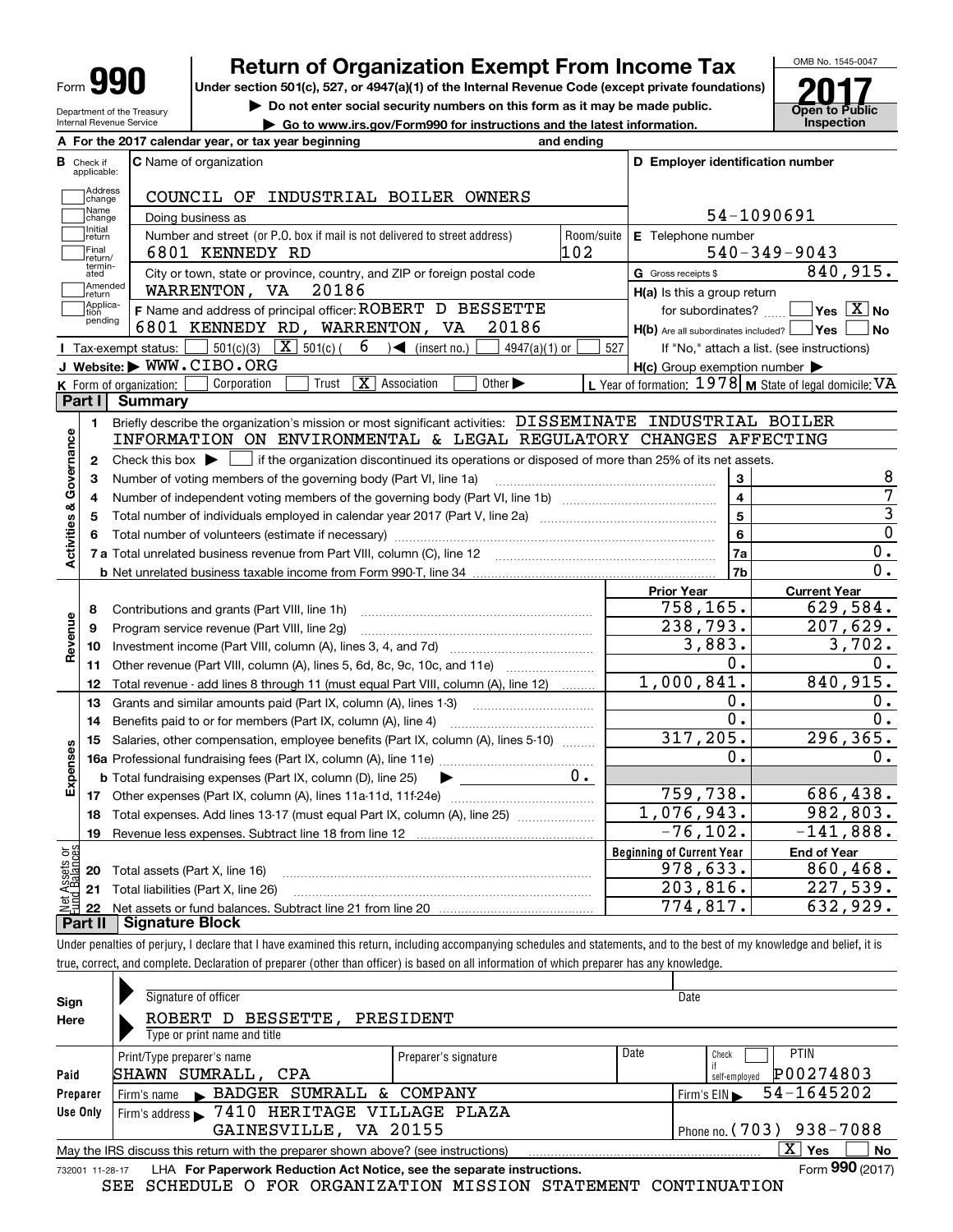Form **990**

Department of the Treasury
Internal Revenue Service

# Return of Organization Exempt From Income Tax

**Under section 501(c), 527, or 4947(a)(1) of the Internal Revenue Code (except private foundations)**

▶ Do not enter social security numbers on this form as it may be made public.

▶ Go to www.irs.gov/Form990 for instructions and the latest information.

OMB No. 1545-0047

**2017**

**Open to Public Inspection**

**A** For the 2017 calendar year, or tax year beginning and ending

**B** Check if applicable: Address change, Name change, Initial return, Final return/terminated, Amended return, Application pending

**C** Name of organization: COUNCIL OF INDUSTRIAL BOILER OWNERS

Doing business as

Number and street (or P.O. box if mail is not delivered to street address): 6801 KENNEDY RD — Room/suite: 102

City or town, state or province, country, and ZIP or foreign postal code: WARRENTON, VA 20186

**D** Employer identification number: 54-1090691

**E** Telephone number: 540-349-9043

**G** Gross receipts $ 840,915.

**F** Name and address of principal officer: ROBERT D BESSETTE, 6801 KENNEDY RD, WARRENTON, VA 20186

**H(a)** Is this a group return for subordinates? ☐ Yes ☒ No

**H(b)** Are all subordinates included? ☐ Yes ☐ No — If "No," attach a list. (see instructions)

**H(c)** Group exemption number ▶

**I** Tax-exempt status: ☐ 501(c)(3) ☒ 501(c) ( 6 ) ◀ (insert no.) ☐ 4947(a)(1) or ☐ 527

**J** Website: ▶ WWW.CIBO.ORG

**K** Form of organization: ☐ Corporation ☐ Trust ☒ Association ☐ Other ▶

**L** Year of formation: 1978 **M** State of legal domicile: VA

## Part I Summary

**Activities & Governance**

1. Briefly describe the organization's mission or most significant activities: DISSEMINATE INDUSTRIAL BOILER INFORMATION ON ENVIRONMENTAL & LEGAL REGULATORY CHANGES AFFECTING
2. Check this box ▶ ☐ if the organization discontinued its operations or disposed of more than 25% of its net assets.

| Line | Description | | Value |
|---|---|---|---|
| 3 | Number of voting members of the governing body (Part VI, line 1a) | 3 | 8 |
| 4 | Number of independent voting members of the governing body (Part VI, line 1b) | 4 | 7 |
| 5 | Total number of individuals employed in calendar year 2017 (Part V, line 2a) | 5 | 3 |
| 6 | Total number of volunteers (estimate if necessary) | 6 | 0 |
| 7a | Total unrelated business revenue from Part VIII, column (C), line 12 | 7a | 0. |
| 7b | Net unrelated business taxable income from Form 990-T, line 34 | 7b | 0. |

| Line | Description | Prior Year | Current Year |
|---|---|---|---|
| **Revenue** | | | |
| 8 | Contributions and grants (Part VIII, line 1h) | 758,165. | 629,584. |
| 9 | Program service revenue (Part VIII, line 2g) | 238,793. | 207,629. |
| 10 | Investment income (Part VIII, column (A), lines 3, 4, and 7d) | 3,883. | 3,702. |
| 11 | Other revenue (Part VIII, column (A), lines 5, 6d, 8c, 9c, 10c, and 11e) | 0. | 0. |
| 12 | Total revenue - add lines 8 through 11 (must equal Part VIII, column (A), line 12) | 1,000,841. | 840,915. |
| **Expenses** | | | |
| 13 | Grants and similar amounts paid (Part IX, column (A), lines 1-3) | 0. | 0. |
| 14 | Benefits paid to or for members (Part IX, column (A), line 4) | 0. | 0. |
| 15 | Salaries, other compensation, employee benefits (Part IX, column (A), lines 5-10) | 317,205. | 296,365. |
| 16a | Professional fundraising fees (Part IX, column (A), line 11e) | 0. | 0. |
| b | Total fundraising expenses (Part IX, column (D), line 25) ▶ 0. | | |
| 17 | Other expenses (Part IX, column (A), lines 11a-11d, 11f-24e) | 759,738. | 686,438. |
| 18 | Total expenses. Add lines 13-17 (must equal Part IX, column (A), line 25) | 1,076,943. | 982,803. |
| 19 | Revenue less expenses. Subtract line 18 from line 12 | -76,102. | -141,888. |

| Line | Net Assets or Fund Balances | Beginning of Current Year | End of Year |
|---|---|---|---|
| 20 | Total assets (Part X, line 16) | 978,633. | 860,468. |
| 21 | Total liabilities (Part X, line 26) | 203,816. | 227,539. |
| 22 | Net assets or fund balances. Subtract line 21 from line 20 | 774,817. | 632,929. |

## Part II Signature Block

Under penalties of perjury, I declare that I have examined this return, including accompanying schedules and statements, and to the best of my knowledge and belief, it is true, correct, and complete. Declaration of preparer (other than officer) is based on all information of which preparer has any knowledge.

**Sign Here**

Signature of officer — Date

ROBERT D BESSETTE, PRESIDENT

Type or print name and title

**Paid Preparer Use Only**

| Print/Type preparer's name | Preparer's signature | Date | Check ☐ if self-employed | PTIN |
|---|---|---|---|---|
| SHAWN SUMRALL, CPA | | | | P00274803 |

Firm's name ▶ BADGER SUMRALL & COMPANY — Firm's EIN ▶ 54-1645202

Firm's address ▶ 7410 HERITAGE VILLAGE PLAZA, GAINESVILLE, VA 20155 — Phone no. (703) 938-7088

May the IRS discuss this return with the preparer shown above? (see instructions) ☒ Yes ☐ No

732001 11-28-17 LHA For Paperwork Reduction Act Notice, see the separate instructions. Form **990** (2017)

SEE SCHEDULE O FOR ORGANIZATION MISSION STATEMENT CONTINUATION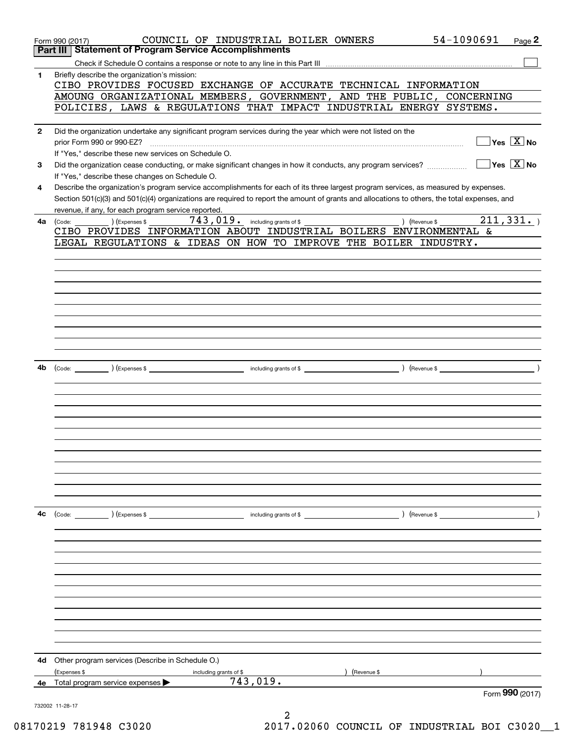Form 990 (2017) COUNCIL OF INDUSTRIAL BOILER OWNERS 54-1090691 Page 2

## Part III Statement of Program Service Accomplishments

Check if Schedule O contains a response or note to any line in this Part III ☐

**1** Briefly describe the organization's mission:

CIBO PROVIDES FOCUSED EXCHANGE OF ACCURATE TECHNICAL INFORMATION AMOUNG ORGANIZATIONAL MEMBERS, GOVERNMENT, AND THE PUBLIC, CONCERNING POLICIES, LAWS & REGULATIONS THAT IMPACT INDUSTRIAL ENERGY SYSTEMS.

**2** Did the organization undertake any significant program services during the year which were not listed on the prior Form 990 or 990-EZ? ☐ Yes ☒ No

If "Yes," describe these new services on Schedule O.

**3** Did the organization cease conducting, or make significant changes in how it conducts, any program services? ☐ Yes ☒ No

If "Yes," describe these changes on Schedule O.

**4** Describe the organization's program service accomplishments for each of its three largest program services, as measured by expenses. Section 501(c)(3) and 501(c)(4) organizations are required to report the amount of grants and allocations to others, the total expenses, and revenue, if any, for each program service reported.

**4a** (Code: ) (Expenses $ 743,019. including grants of $ ) (Revenue $ 211,331. )

CIBO PROVIDES INFORMATION ABOUT INDUSTRIAL BOILERS ENVIRONMENTAL & LEGAL REGULATIONS & IDEAS ON HOW TO IMPROVE THE BOILER INDUSTRY.

**4b** (Code: ) (Expenses $ including grants of $ ) (Revenue $ )

**4c** (Code: ) (Expenses $ including grants of $ ) (Revenue $ )

**4d** Other program services (Describe in Schedule O.)

(Expenses $ including grants of $ ) (Revenue $ )

**4e** Total program service expenses ▶ 743,019.

Form 990 (2017)

732002 11-28-17

08170219 781948 C3020 2017.02060 COUNCIL OF INDUSTRIAL BOI C3020__1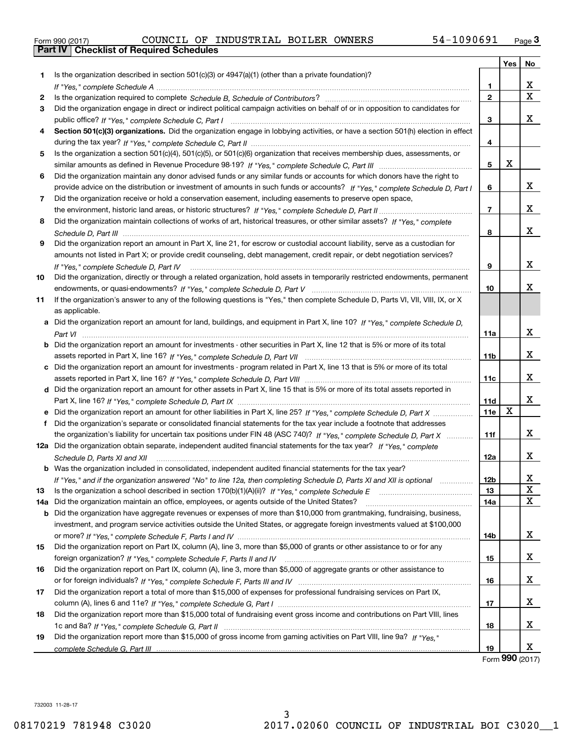Form 990 (2017) COUNCIL OF INDUSTRIAL BOILER OWNERS 54-1090691 Page 3

## Part IV Checklist of Required Schedules

| | | | Yes | No |
|---|---|---|---|---|
| 1 | Is the organization described in section 501(c)(3) or 4947(a)(1) (other than a private foundation)? *If "Yes," complete Schedule A* | 1 | | X |
| 2 | Is the organization required to complete *Schedule B, Schedule of Contributors*? | 2 | | X |
| 3 | Did the organization engage in direct or indirect political campaign activities on behalf of or in opposition to candidates for public office? *If "Yes," complete Schedule C, Part I* | 3 | | X |
| 4 | **Section 501(c)(3) organizations.** Did the organization engage in lobbying activities, or have a section 501(h) election in effect during the tax year? *If "Yes," complete Schedule C, Part II* | 4 | | |
| 5 | Is the organization a section 501(c)(4), 501(c)(5), or 501(c)(6) organization that receives membership dues, assessments, or similar amounts as defined in Revenue Procedure 98-19? *If "Yes," complete Schedule C, Part III* | 5 | X | |
| 6 | Did the organization maintain any donor advised funds or any similar funds or accounts for which donors have the right to provide advice on the distribution or investment of amounts in such funds or accounts? *If "Yes," complete Schedule D, Part I* | 6 | | X |
| 7 | Did the organization receive or hold a conservation easement, including easements to preserve open space, the environment, historic land areas, or historic structures? *If "Yes," complete Schedule D, Part II* | 7 | | X |
| 8 | Did the organization maintain collections of works of art, historical treasures, or other similar assets? *If "Yes," complete Schedule D, Part III* | 8 | | X |
| 9 | Did the organization report an amount in Part X, line 21, for escrow or custodial account liability, serve as a custodian for amounts not listed in Part X; or provide credit counseling, debt management, credit repair, or debt negotiation services? *If "Yes," complete Schedule D, Part IV* | 9 | | X |
| 10 | Did the organization, directly or through a related organization, hold assets in temporarily restricted endowments, permanent endowments, or quasi-endowments? *If "Yes," complete Schedule D, Part V* | 10 | | X |
| 11 | If the organization's answer to any of the following questions is "Yes," then complete Schedule D, Parts VI, VII, VIII, IX, or X as applicable. | | | |
| a | Did the organization report an amount for land, buildings, and equipment in Part X, line 10? *If "Yes," complete Schedule D, Part VI* | 11a | | X |
| b | Did the organization report an amount for investments - other securities in Part X, line 12 that is 5% or more of its total assets reported in Part X, line 16? *If "Yes," complete Schedule D, Part VII* | 11b | | X |
| c | Did the organization report an amount for investments - program related in Part X, line 13 that is 5% or more of its total assets reported in Part X, line 16? *If "Yes," complete Schedule D, Part VIII* | 11c | | X |
| d | Did the organization report an amount for other assets in Part X, line 15 that is 5% or more of its total assets reported in Part X, line 16? *If "Yes," complete Schedule D, Part IX* | 11d | | X |
| e | Did the organization report an amount for other liabilities in Part X, line 25? *If "Yes," complete Schedule D, Part X* | 11e | X | |
| f | Did the organization's separate or consolidated financial statements for the tax year include a footnote that addresses the organization's liability for uncertain tax positions under FIN 48 (ASC 740)? *If "Yes," complete Schedule D, Part X* | 11f | | X |
| 12a | Did the organization obtain separate, independent audited financial statements for the tax year? *If "Yes," complete Schedule D, Parts XI and XII* | 12a | | X |
| b | Was the organization included in consolidated, independent audited financial statements for the tax year? *If "Yes," and if the organization answered "No" to line 12a, then completing Schedule D, Parts XI and XII is optional* | 12b | | X |
| 13 | Is the organization a school described in section 170(b)(1)(A)(ii)? *If "Yes," complete Schedule E* | 13 | | X |
| 14a | Did the organization maintain an office, employees, or agents outside of the United States? | 14a | | X |
| b | Did the organization have aggregate revenues or expenses of more than $10,000 from grantmaking, fundraising, business, investment, and program service activities outside the United States, or aggregate foreign investments valued at $100,000 or more? *If "Yes," complete Schedule F, Parts I and IV* | 14b | | X |
| 15 | Did the organization report on Part IX, column (A), line 3, more than $5,000 of grants or other assistance to or for any foreign organization? *If "Yes," complete Schedule F, Parts II and IV* | 15 | | X |
| 16 | Did the organization report on Part IX, column (A), line 3, more than $5,000 of aggregate grants or other assistance to or for foreign individuals? *If "Yes," complete Schedule F, Parts III and IV* | 16 | | X |
| 17 | Did the organization report a total of more than $15,000 of expenses for professional fundraising services on Part IX, column (A), lines 6 and 11e? *If "Yes," complete Schedule G, Part I* | 17 | | X |
| 18 | Did the organization report more than $15,000 total of fundraising event gross income and contributions on Part VIII, lines 1c and 8a? *If "Yes," complete Schedule G, Part II* | 18 | | X |
| 19 | Did the organization report more than $15,000 of gross income from gaming activities on Part VIII, line 9a? *If "Yes," complete Schedule G, Part III* | 19 | | X |

Form **990** (2017)

732003 11-28-17

08170219 781948 C3020 2017.02060 COUNCIL OF INDUSTRIAL BOI C3020__1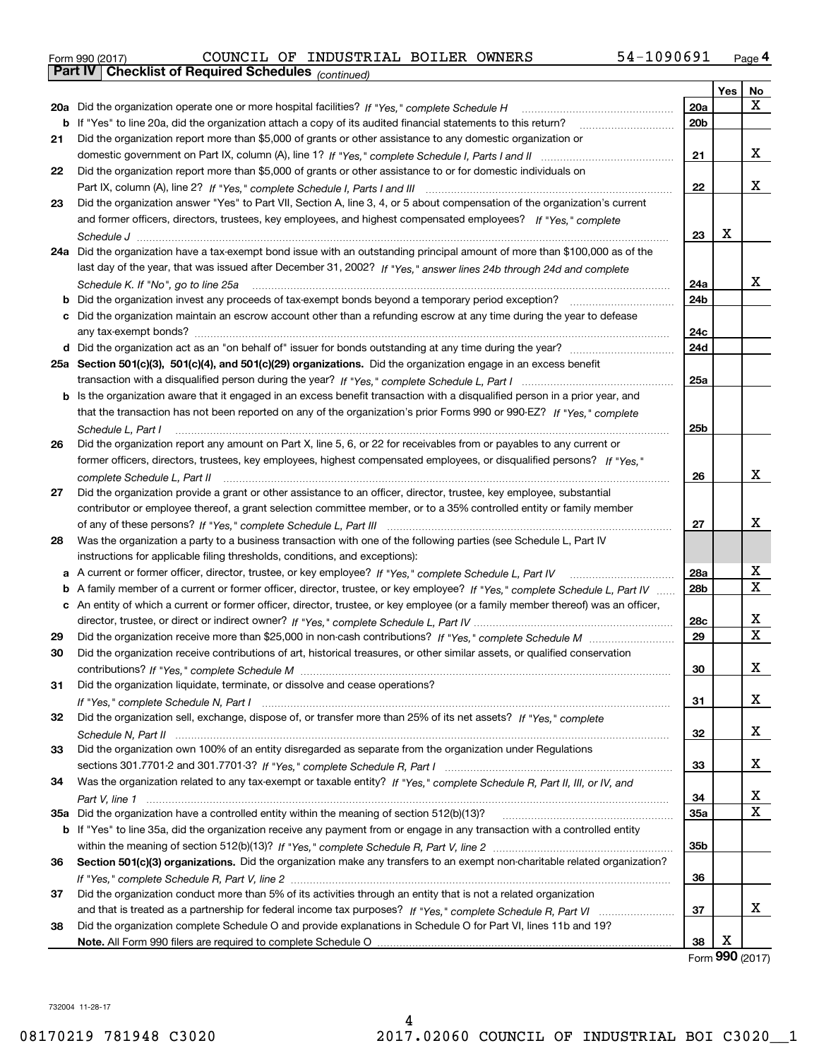Form 990 (2017) COUNCIL OF INDUSTRIAL BOILER OWNERS 54-1090691 Page 4

**Part IV | Checklist of Required Schedules** *(continued)*

| | | | Yes | No |
|---|---|---|---|---|
| **20a** | Did the organization operate one or more hospital facilities? *If "Yes," complete Schedule H* | **20a** | | X |
| **b** | If "Yes" to line 20a, did the organization attach a copy of its audited financial statements to this return? | **20b** | | |
| **21** | Did the organization report more than $5,000 of grants or other assistance to any domestic organization or domestic government on Part IX, column (A), line 1? *If "Yes," complete Schedule I, Parts I and II* | **21** | | X |
| **22** | Did the organization report more than $5,000 of grants or other assistance to or for domestic individuals on Part IX, column (A), line 2? *If "Yes," complete Schedule I, Parts I and III* | **22** | | X |
| **23** | Did the organization answer "Yes" to Part VII, Section A, line 3, 4, or 5 about compensation of the organization's current and former officers, directors, trustees, key employees, and highest compensated employees? *If "Yes," complete Schedule J* | **23** | X | |
| **24a** | Did the organization have a tax-exempt bond issue with an outstanding principal amount of more than $100,000 as of the last day of the year, that was issued after December 31, 2002? *If "Yes," answer lines 24b through 24d and complete Schedule K. If "No", go to line 25a* | **24a** | | X |
| **b** | Did the organization invest any proceeds of tax-exempt bonds beyond a temporary period exception? | **24b** | | |
| **c** | Did the organization maintain an escrow account other than a refunding escrow at any time during the year to defease any tax-exempt bonds? | **24c** | | |
| **d** | Did the organization act as an "on behalf of" issuer for bonds outstanding at any time during the year? | **24d** | | |
| **25a** | **Section 501(c)(3), 501(c)(4), and 501(c)(29) organizations.** Did the organization engage in an excess benefit transaction with a disqualified person during the year? *If "Yes," complete Schedule L, Part I* | **25a** | | |
| **b** | Is the organization aware that it engaged in an excess benefit transaction with a disqualified person in a prior year, and that the transaction has not been reported on any of the organization's prior Forms 990 or 990-EZ? *If "Yes," complete Schedule L, Part I* | **25b** | | |
| **26** | Did the organization report any amount on Part X, line 5, 6, or 22 for receivables from or payables to any current or former officers, directors, trustees, key employees, highest compensated employees, or disqualified persons? *If "Yes," complete Schedule L, Part II* | **26** | | X |
| **27** | Did the organization provide a grant or other assistance to an officer, director, trustee, key employee, substantial contributor or employee thereof, a grant selection committee member, or to a 35% controlled entity or family member of any of these persons? *If "Yes," complete Schedule L, Part III* | **27** | | X |
| **28** | Was the organization a party to a business transaction with one of the following parties (see Schedule L, Part IV instructions for applicable filing thresholds, conditions, and exceptions): | | | |
| **a** | A current or former officer, director, trustee, or key employee? *If "Yes," complete Schedule L, Part IV* | **28a** | | X |
| **b** | A family member of a current or former officer, director, trustee, or key employee? *If "Yes," complete Schedule L, Part IV* | **28b** | | X |
| **c** | An entity of which a current or former officer, director, trustee, or key employee (or a family member thereof) was an officer, director, trustee, or direct or indirect owner? *If "Yes," complete Schedule L, Part IV* | **28c** | | X |
| **29** | Did the organization receive more than $25,000 in non-cash contributions? *If "Yes," complete Schedule M* | **29** | | X |
| **30** | Did the organization receive contributions of art, historical treasures, or other similar assets, or qualified conservation contributions? *If "Yes," complete Schedule M* | **30** | | X |
| **31** | Did the organization liquidate, terminate, or dissolve and cease operations? *If "Yes," complete Schedule N, Part I* | **31** | | X |
| **32** | Did the organization sell, exchange, dispose of, or transfer more than 25% of its net assets? *If "Yes," complete Schedule N, Part II* | **32** | | X |
| **33** | Did the organization own 100% of an entity disregarded as separate from the organization under Regulations sections 301.7701-2 and 301.7701-3? *If "Yes," complete Schedule R, Part I* | **33** | | X |
| **34** | Was the organization related to any tax-exempt or taxable entity? *If "Yes," complete Schedule R, Part II, III, or IV, and Part V, line 1* | **34** | | X |
| **35a** | Did the organization have a controlled entity within the meaning of section 512(b)(13)? | **35a** | | X |
| **b** | If "Yes" to line 35a, did the organization receive any payment from or engage in any transaction with a controlled entity within the meaning of section 512(b)(13)? *If "Yes," complete Schedule R, Part V, line 2* | **35b** | | |
| **36** | **Section 501(c)(3) organizations.** Did the organization make any transfers to an exempt non-charitable related organization? *If "Yes," complete Schedule R, Part V, line 2* | **36** | | |
| **37** | Did the organization conduct more than 5% of its activities through an entity that is not a related organization and that is treated as a partnership for federal income tax purposes? *If "Yes," complete Schedule R, Part VI* | **37** | | X |
| **38** | Did the organization complete Schedule O and provide explanations in Schedule O for Part VI, lines 11b and 19? **Note.** All Form 990 filers are required to complete Schedule O | **38** | X | |

Form **990** (2017)

732004 11-28-17

08170219 781948 C3020 2017.02060 COUNCIL OF INDUSTRIAL BOI C3020__1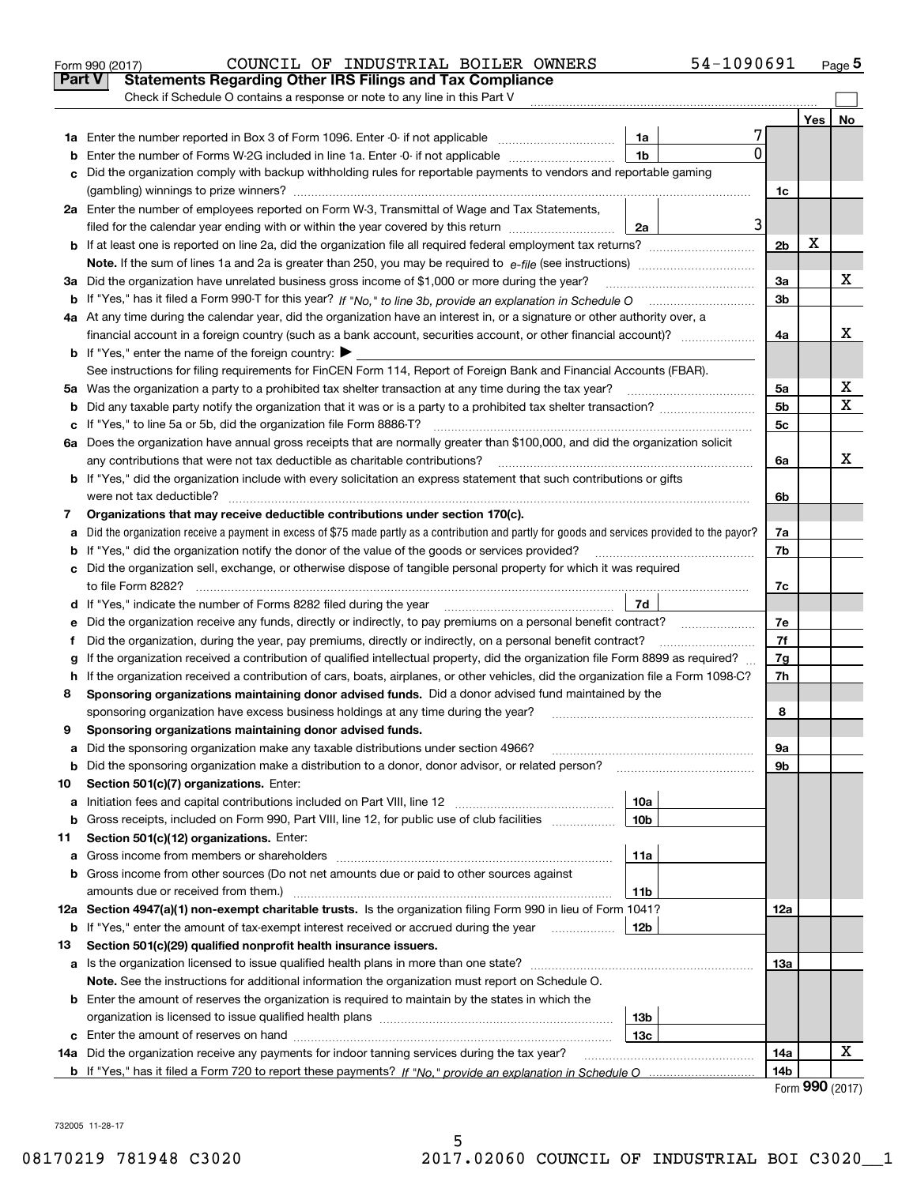Form 990 (2017) COUNCIL OF INDUSTRIAL BOILER OWNERS 54-1090691 Page 5

## Part V Statements Regarding Other IRS Filings and Tax Compliance

Check if Schedule O contains a response or note to any line in this Part V

| | | | | Yes | No |
|---|---|---|---|---|---|
| **1a** | Enter the number reported in Box 3 of Form 1096. Enter -0- if not applicable | 1a | 7 | | |
| **b** | Enter the number of Forms W-2G included in line 1a. Enter -0- if not applicable | 1b | 0 | | |
| **c** | Did the organization comply with backup withholding rules for reportable payments to vendors and reportable gaming (gambling) winnings to prize winners? | | | 1c | | |
| **2a** | Enter the number of employees reported on Form W-3, Transmittal of Wage and Tax Statements, filed for the calendar year ending with or within the year covered by this return | 2a | 3 | | |
| **b** | If at least one is reported on line 2a, did the organization file all required federal employment tax returns? | | | 2b | X | |
| | **Note.** If the sum of lines 1a and 2a is greater than 250, you may be required to *e-file* (see instructions) | | | | | |
| **3a** | Did the organization have unrelated business gross income of $1,000 or more during the year? | | | 3a | | X |
| **b** | If "Yes," has it filed a Form 990-T for this year? *If "No," to line 3b, provide an explanation in Schedule O* | | | 3b | | |
| **4a** | At any time during the calendar year, did the organization have an interest in, or a signature or other authority over, a financial account in a foreign country (such as a bank account, securities account, or other financial account)? | | | 4a | | X |
| **b** | If "Yes," enter the name of the foreign country: ▶ | | | | | |
| | See instructions for filing requirements for FinCEN Form 114, Report of Foreign Bank and Financial Accounts (FBAR). | | | | | |
| **5a** | Was the organization a party to a prohibited tax shelter transaction at any time during the tax year? | | | 5a | | X |
| **b** | Did any taxable party notify the organization that it was or is a party to a prohibited tax shelter transaction? | | | 5b | | X |
| **c** | If "Yes," to line 5a or 5b, did the organization file Form 8886-T? | | | 5c | | |
| **6a** | Does the organization have annual gross receipts that are normally greater than $100,000, and did the organization solicit any contributions that were not tax deductible as charitable contributions? | | | 6a | | X |
| **b** | If "Yes," did the organization include with every solicitation an express statement that such contributions or gifts were not tax deductible? | | | 6b | | |
| **7** | **Organizations that may receive deductible contributions under section 170(c).** | | | | | |
| **a** | Did the organization receive a payment in excess of $75 made partly as a contribution and partly for goods and services provided to the payor? | | | 7a | | |
| **b** | If "Yes," did the organization notify the donor of the value of the goods or services provided? | | | 7b | | |
| **c** | Did the organization sell, exchange, or otherwise dispose of tangible personal property for which it was required to file Form 8282? | | | 7c | | |
| **d** | If "Yes," indicate the number of Forms 8282 filed during the year | 7d | | | | |
| **e** | Did the organization receive any funds, directly or indirectly, to pay premiums on a personal benefit contract? | | | 7e | | |
| **f** | Did the organization, during the year, pay premiums, directly or indirectly, on a personal benefit contract? | | | 7f | | |
| **g** | If the organization received a contribution of qualified intellectual property, did the organization file Form 8899 as required? | | | 7g | | |
| **h** | If the organization received a contribution of cars, boats, airplanes, or other vehicles, did the organization file a Form 1098-C? | | | 7h | | |
| **8** | **Sponsoring organizations maintaining donor advised funds.** Did a donor advised fund maintained by the sponsoring organization have excess business holdings at any time during the year? | | | 8 | | |
| **9** | **Sponsoring organizations maintaining donor advised funds.** | | | | | |
| **a** | Did the sponsoring organization make any taxable distributions under section 4966? | | | 9a | | |
| **b** | Did the sponsoring organization make a distribution to a donor, donor advisor, or related person? | | | 9b | | |
| **10** | **Section 501(c)(7) organizations.** Enter: | | | | | |
| **a** | Initiation fees and capital contributions included on Part VIII, line 12 | 10a | | | | |
| **b** | Gross receipts, included on Form 990, Part VIII, line 12, for public use of club facilities | 10b | | | | |
| **11** | **Section 501(c)(12) organizations.** Enter: | | | | | |
| **a** | Gross income from members or shareholders | 11a | | | | |
| **b** | Gross income from other sources (Do not net amounts due or paid to other sources against amounts due or received from them.) | 11b | | | | |
| **12a** | **Section 4947(a)(1) non-exempt charitable trusts.** Is the organization filing Form 990 in lieu of Form 1041? | | | 12a | | |
| **b** | If "Yes," enter the amount of tax-exempt interest received or accrued during the year | 12b | | | | |
| **13** | **Section 501(c)(29) qualified nonprofit health insurance issuers.** | | | | | |
| **a** | Is the organization licensed to issue qualified health plans in more than one state? | | | 13a | | |
| | **Note.** See the instructions for additional information the organization must report on Schedule O. | | | | | |
| **b** | Enter the amount of reserves the organization is required to maintain by the states in which the organization is licensed to issue qualified health plans | 13b | | | | |
| **c** | Enter the amount of reserves on hand | 13c | | | | |
| **14a** | Did the organization receive any payments for indoor tanning services during the tax year? | | | 14a | | X |
| **b** | If "Yes," has it filed a Form 720 to report these payments? *If "No," provide an explanation in Schedule O* | | | 14b | | |

Form **990** (2017)

732005 11-28-17

08170219 781948 C3020 2017.02060 COUNCIL OF INDUSTRIAL BOI C3020__1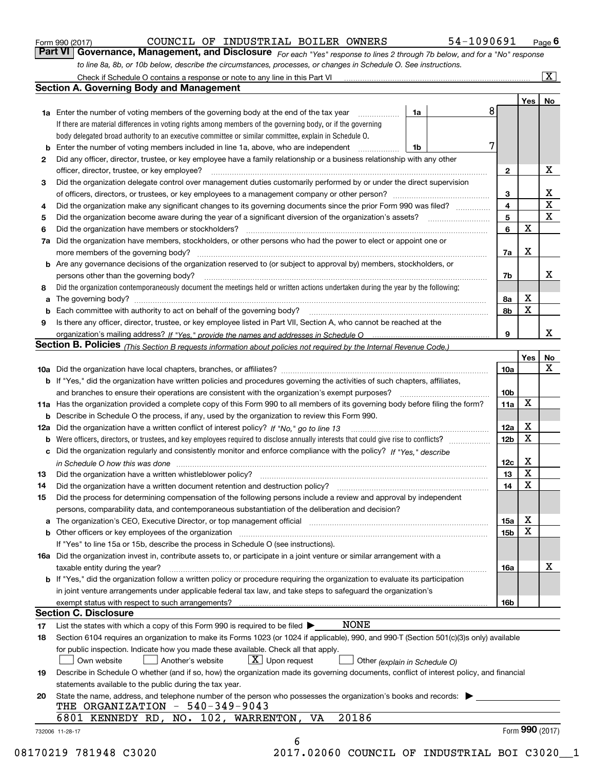Form 990 (2017) COUNCIL OF INDUSTRIAL BOILER OWNERS 54-1090691 Page 6

**Part VI Governance, Management, and Disclosure** *For each "Yes" response to lines 2 through 7b below, and for a "No" response to line 8a, 8b, or 10b below, describe the circumstances, processes, or changes in Schedule O. See instructions.*

Check if Schedule O contains a response or note to any line in this Part VI .......... [X]

## Section A. Governing Body and Management

| | | | | Yes | No |
|---|---|---|---|---|---|
| **1a** | Enter the number of voting members of the governing body at the end of the tax year. If there are material differences in voting rights among members of the governing body, or if the governing body delegated broad authority to an executive committee or similar committee, explain in Schedule O. | 1a | 8 | | |
| **b** | Enter the number of voting members included in line 1a, above, who are independent | 1b | 7 | | |
| **2** | Did any officer, director, trustee, or key employee have a family relationship or a business relationship with any other officer, director, trustee, or key employee? | 2 | | | X |
| **3** | Did the organization delegate control over management duties customarily performed by or under the direct supervision of officers, directors, or trustees, or key employees to a management company or other person? | 3 | | | X |
| **4** | Did the organization make any significant changes to its governing documents since the prior Form 990 was filed? | 4 | | | X |
| **5** | Did the organization become aware during the year of a significant diversion of the organization's assets? | 5 | | | X |
| **6** | Did the organization have members or stockholders? | 6 | | X | |
| **7a** | Did the organization have members, stockholders, or other persons who had the power to elect or appoint one or more members of the governing body? | 7a | | X | |
| **b** | Are any governance decisions of the organization reserved to (or subject to approval by) members, stockholders, or persons other than the governing body? | 7b | | | X |
| **8** | Did the organization contemporaneously document the meetings held or written actions undertaken during the year by the following: | | | | |
| **a** | The governing body? | 8a | | X | |
| **b** | Each committee with authority to act on behalf of the governing body? | 8b | | X | |
| **9** | Is there any officer, director, trustee, or key employee listed in Part VII, Section A, who cannot be reached at the organization's mailing address? *If "Yes," provide the names and addresses in Schedule O* | 9 | | | X |

## Section B. Policies *(This Section B requests information about policies not required by the Internal Revenue Code.)*

| | | | Yes | No |
|---|---|---|---|---|
| **10a** | Did the organization have local chapters, branches, or affiliates? | 10a | | X |
| **b** | If "Yes," did the organization have written policies and procedures governing the activities of such chapters, affiliates, and branches to ensure their operations are consistent with the organization's exempt purposes? | 10b | | |
| **11a** | Has the organization provided a complete copy of this Form 990 to all members of its governing body before filing the form? | 11a | X | |
| **b** | Describe in Schedule O the process, if any, used by the organization to review this Form 990. | | | |
| **12a** | Did the organization have a written conflict of interest policy? *If "No," go to line 13* | 12a | X | |
| **b** | Were officers, directors, or trustees, and key employees required to disclose annually interests that could give rise to conflicts? | 12b | X | |
| **c** | Did the organization regularly and consistently monitor and enforce compliance with the policy? *If "Yes," describe in Schedule O how this was done* | 12c | X | |
| **13** | Did the organization have a written whistleblower policy? | 13 | X | |
| **14** | Did the organization have a written document retention and destruction policy? | 14 | X | |
| **15** | Did the process for determining compensation of the following persons include a review and approval by independent persons, comparability data, and contemporaneous substantiation of the deliberation and decision? | | | |
| **a** | The organization's CEO, Executive Director, or top management official | 15a | X | |
| **b** | Other officers or key employees of the organization. If "Yes" to line 15a or 15b, describe the process in Schedule O (see instructions). | 15b | X | |
| **16a** | Did the organization invest in, contribute assets to, or participate in a joint venture or similar arrangement with a taxable entity during the year? | 16a | | X |
| **b** | If "Yes," did the organization follow a written policy or procedure requiring the organization to evaluate its participation in joint venture arrangements under applicable federal tax law, and take steps to safeguard the organization's exempt status with respect to such arrangements? | 16b | | |

## Section C. Disclosure

**17** List the states with which a copy of this Form 990 is required to be filed ▶ NONE

**18** Section 6104 requires an organization to make its Forms 1023 (or 1024 if applicable), 990, and 990-T (Section 501(c)(3)s only) available for public inspection. Indicate how you made these available. Check all that apply.

[ ] Own website [ ] Another's website [X] Upon request [ ] Other *(explain in Schedule O)*

**19** Describe in Schedule O whether (and if so, how) the organization made its governing documents, conflict of interest policy, and financial statements available to the public during the tax year.

**20** State the name, address, and telephone number of the person who possesses the organization's books and records: ▶

THE ORGANIZATION - 540-349-9043
6801 KENNEDY RD, NO. 102, WARRENTON, VA 20186

732006 11-28-17 Form **990** (2017)

08170219 781948 C3020 2017.02060 COUNCIL OF INDUSTRIAL BOI C3020__1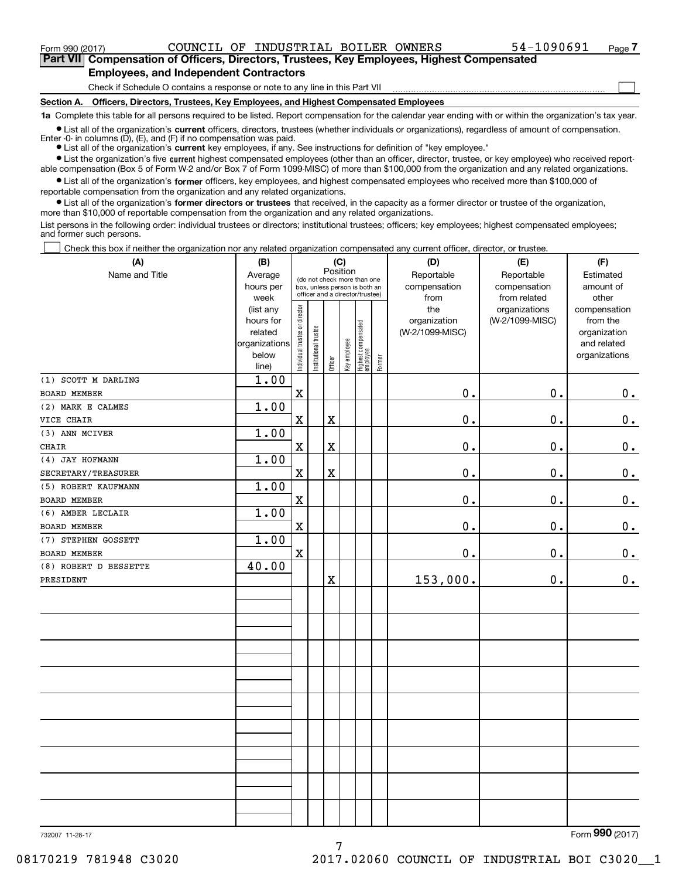Form 990 (2017) COUNCIL OF INDUSTRIAL BOILER OWNERS 54-1090691 Page 7

**Part VII Compensation of Officers, Directors, Trustees, Key Employees, Highest Compensated Employees, and Independent Contractors**

Check if Schedule O contains a response or note to any line in this Part VII ☐

**Section A. Officers, Directors, Trustees, Key Employees, and Highest Compensated Employees**

**1a** Complete this table for all persons required to be listed. Report compensation for the calendar year ending with or within the organization's tax year.

- List all of the organization's **current** officers, directors, trustees (whether individuals or organizations), regardless of amount of compensation. Enter -0- in columns (D), (E), and (F) if no compensation was paid.
- List all of the organization's **current** key employees, if any. See instructions for definition of "key employee."
- List the organization's five **current** highest compensated employees (other than an officer, director, trustee, or key employee) who received reportable compensation (Box 5 of Form W-2 and/or Box 7 of Form 1099-MISC) of more than $100,000 from the organization and any related organizations.
- List all of the organization's **former** officers, key employees, and highest compensated employees who received more than $100,000 of reportable compensation from the organization and any related organizations.
- List all of the organization's **former directors or trustees** that received, in the capacity as a former director or trustee of the organization, more than $10,000 of reportable compensation from the organization and any related organizations.

List persons in the following order: individual trustees or directors; institutional trustees; officers; key employees; highest compensated employees; and former such persons.

☐ Check this box if neither the organization nor any related organization compensated any current officer, director, or trustee.

| (A) Name and Title | (B) Average hours per week (list any hours for related organizations below line) | (C) Position: Individual trustee or director | Institutional trustee | Officer | Key employee | Highest compensated employee | Former | (D) Reportable compensation from the organization (W-2/1099-MISC) | (E) Reportable compensation from related organizations (W-2/1099-MISC) | (F) Estimated amount of other compensation from the organization and related organizations |
|---|---|---|---|---|---|---|---|---|---|---|
| (1) SCOTT M DARLING<br>BOARD MEMBER | 1.00 | X | | | | | | 0. | 0. | 0. |
| (2) MARK E CALMES<br>VICE CHAIR | 1.00 | X | | X | | | | 0. | 0. | 0. |
| (3) ANN MCIVER<br>CHAIR | 1.00 | X | | X | | | | 0. | 0. | 0. |
| (4) JAY HOFMANN<br>SECRETARY/TREASURER | 1.00 | X | | X | | | | 0. | 0. | 0. |
| (5) ROBERT KAUFMANN<br>BOARD MEMBER | 1.00 | X | | | | | | 0. | 0. | 0. |
| (6) AMBER LECLAIR<br>BOARD MEMBER | 1.00 | X | | | | | | 0. | 0. | 0. |
| (7) STEPHEN GOSSETT<br>BOARD MEMBER | 1.00 | X | | | | | | 0. | 0. | 0. |
| (8) ROBERT D BESSETTE<br>PRESIDENT | 40.00 | | | X | | | | 153,000. | 0. | 0. |

732007 11-28-17

Form **990** (2017)

08170219 781948 C3020 2017.02060 COUNCIL OF INDUSTRIAL BOI C3020__1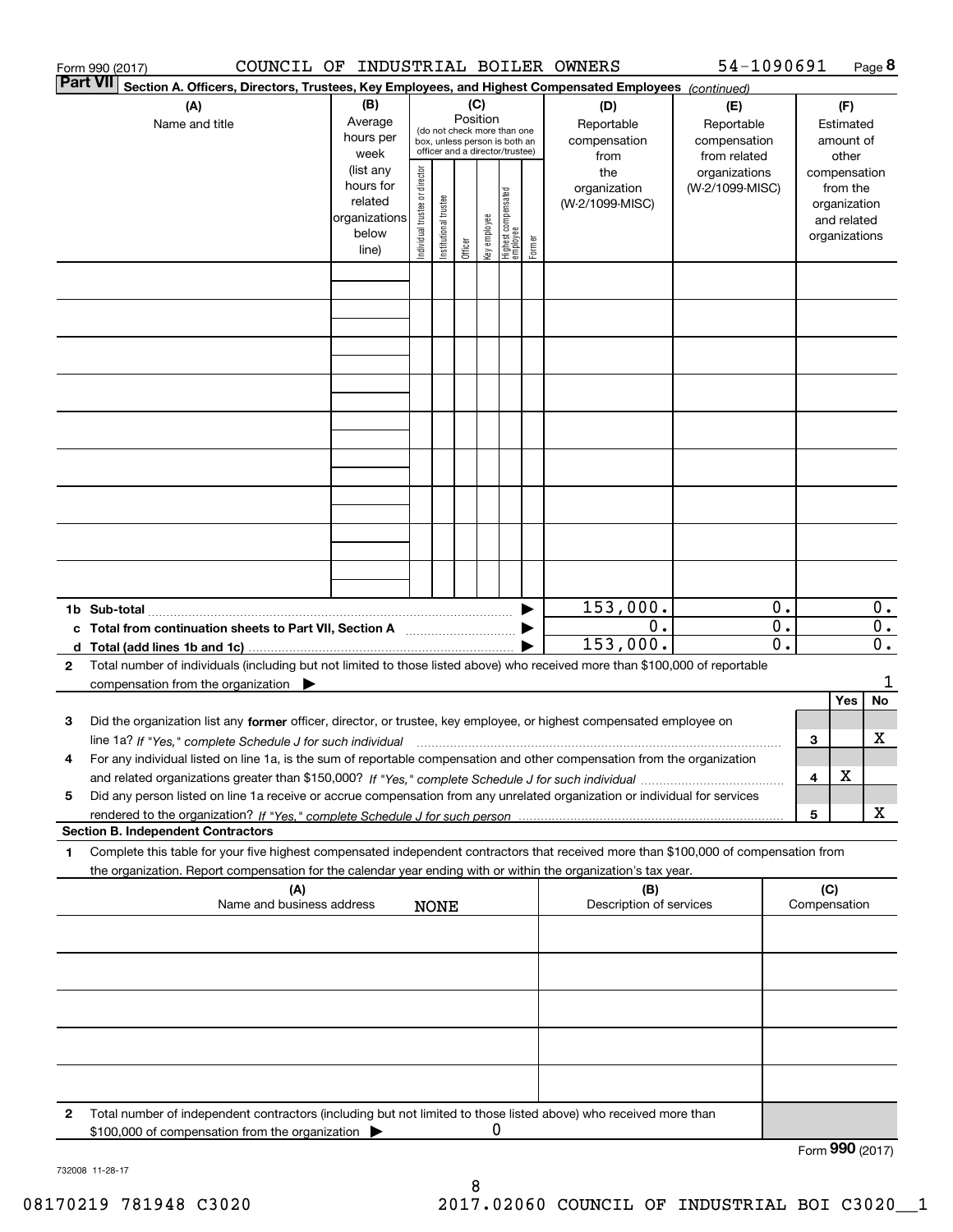Form 990 (2017) COUNCIL OF INDUSTRIAL BOILER OWNERS 54-1090691 Page **8**

**Part VII** Section A. Officers, Directors, Trustees, Key Employees, and Highest Compensated Employees *(continued)*

| (A) Name and title | (B) Average hours per week (list any hours for related organizations below line) | (C) Position (do not check more than one box, unless person is both an officer and a director/trustee): Individual trustee or director | Institutional trustee | Officer | Key employee | Highest compensated employee | Former | (D) Reportable compensation from the organization (W-2/1099-MISC) | (E) Reportable compensation from related organizations (W-2/1099-MISC) | (F) Estimated amount of other compensation from the organization and related organizations |
|---|---|---|---|---|---|---|---|---|---|---|
| | | | | | | | | | | |
| | | | | | | | | | | |
| | | | | | | | | | | |
| | | | | | | | | | | |
| | | | | | | | | | | |
| | | | | | | | | | | |
| | | | | | | | | | | |
| | | | | | | | | | | |
| | | | | | | | | | | |

| | | (D) | (E) | (F) |
|---|---|---|---|---|
| **1b Sub-total** | ▶ | 153,000. | 0. | 0. |
| **c Total from continuation sheets to Part VII, Section A** | ▶ | 0. | 0. | 0. |
| **d Total (add lines 1b and 1c)** | ▶ | 153,000. | 0. | 0. |

**2** Total number of individuals (including but not limited to those listed above) who received more than $100,000 of reportable compensation from the organization ▶ 1

| | | | Yes | No |
|---|---|---|---|---|
| **3** | Did the organization list any **former** officer, director, or trustee, key employee, or highest compensated employee on line 1a? *If "Yes," complete Schedule J for such individual* | 3 | | X |
| **4** | For any individual listed on line 1a, is the sum of reportable compensation and other compensation from the organization and related organizations greater than $150,000? *If "Yes," complete Schedule J for such individual* | 4 | X | |
| **5** | Did any person listed on line 1a receive or accrue compensation from any unrelated organization or individual for services rendered to the organization? *If "Yes," complete Schedule J for such person* | 5 | | X |

**Section B. Independent Contractors**

**1** Complete this table for your five highest compensated independent contractors that received more than $100,000 of compensation from the organization. Report compensation for the calendar year ending with or within the organization's tax year.

| (A) Name and business address NONE | (B) Description of services | (C) Compensation |
|---|---|---|
| | | |
| | | |
| | | |
| | | |
| | | |

**2** Total number of independent contractors (including but not limited to those listed above) who received more than $100,000 of compensation from the organization ▶ 0

Form **990** (2017)

732008 11-28-17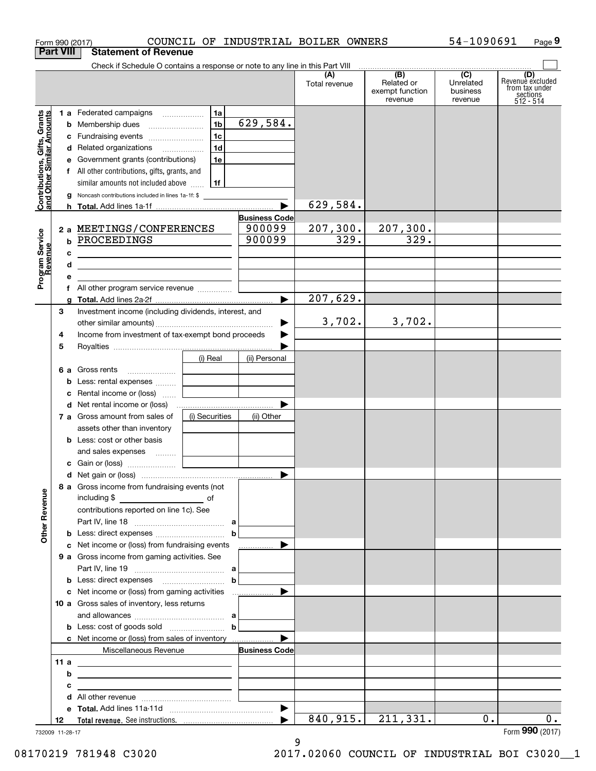Form 990 (2017) COUNCIL OF INDUSTRIAL BOILER OWNERS 54-1090691

## Part VIII Statement of Revenue

Check if Schedule O contains a response or note to any line in this Part VIII

| | | | | (A) Total revenue | (B) Related or exempt function revenue | (C) Unrelated business revenue | (D) Revenue excluded from tax under sections 512 - 514 |
|---|---|---|---|---|---|---|---|
| **Contributions, Gifts, Grants and Other Similar Amounts** | 1 a Federated campaigns | 1a | | | | | |
| | b Membership dues | 1b | 629,584. | | | | |
| | c Fundraising events | 1c | | | | | |
| | d Related organizations | 1d | | | | | |
| | e Government grants (contributions) | 1e | | | | | |
| | f All other contributions, gifts, grants, and similar amounts not included above | 1f | | | | | |
| | g Noncash contributions included in lines 1a-1f: $ | | | | | | |
| | h **Total.** Add lines 1a-1f | | ▶ | 629,584. | | | |
| **Program Service Revenue** | | | **Business Code** | | | | |
| | 2 a MEETINGS/CONFERENCES | | 900099 | 207,300. | 207,300. | | |
| | b PROCEEDINGS | | 900099 | 329. | 329. | | |
| | c | | | | | | |
| | d | | | | | | |
| | e | | | | | | |
| | f All other program service revenue | | | | | | |
| | g **Total.** Add lines 2a-2f | | ▶ | 207,629. | | | |
| **Other Revenue** | 3 Investment income (including dividends, interest, and other similar amounts) | | ▶ | 3,702. | 3,702. | | |
| | 4 Income from investment of tax-exempt bond proceeds | | ▶ | | | | |
| | 5 Royalties | | ▶ | | | | |
| | | (i) Real | (ii) Personal | | | | |
| | 6 a Gross rents | | | | | | |
| | b Less: rental expenses | | | | | | |
| | c Rental income or (loss) | | | | | | |
| | d Net rental income or (loss) | | ▶ | | | | |
| | 7 a Gross amount from sales of assets other than inventory | (i) Securities | (ii) Other | | | | |
| | b Less: cost or other basis and sales expenses | | | | | | |
| | c Gain or (loss) | | | | | | |
| | d Net gain or (loss) | | ▶ | | | | |
| | 8 a Gross income from fundraising events (not including $ ____ of contributions reported on line 1c). See Part IV, line 18 | a | | | | | |
| | b Less: direct expenses | b | | | | | |
| | c Net income or (loss) from fundraising events | | ▶ | | | | |
| | 9 a Gross income from gaming activities. See Part IV, line 19 | a | | | | | |
| | b Less: direct expenses | b | | | | | |
| | c Net income or (loss) from gaming activities | | ▶ | | | | |
| | 10 a Gross sales of inventory, less returns and allowances | a | | | | | |
| | b Less: cost of goods sold | b | | | | | |
| | c Net income or (loss) from sales of inventory | | ▶ | | | | |
| | Miscellaneous Revenue | | **Business Code** | | | | |
| | 11 a | | | | | | |
| | b | | | | | | |
| | c | | | | | | |
| | d All other revenue | | | | | | |
| | e **Total.** Add lines 11a-11d | | ▶ | | | | |
| | 12 **Total revenue.** See instructions. | | ▶ | 840,915. | 211,331. | 0. | 0. |

732009 11-28-17

Form **990** (2017)

08170219 781948 C3020 2017.02060 COUNCIL OF INDUSTRIAL BOI C3020__1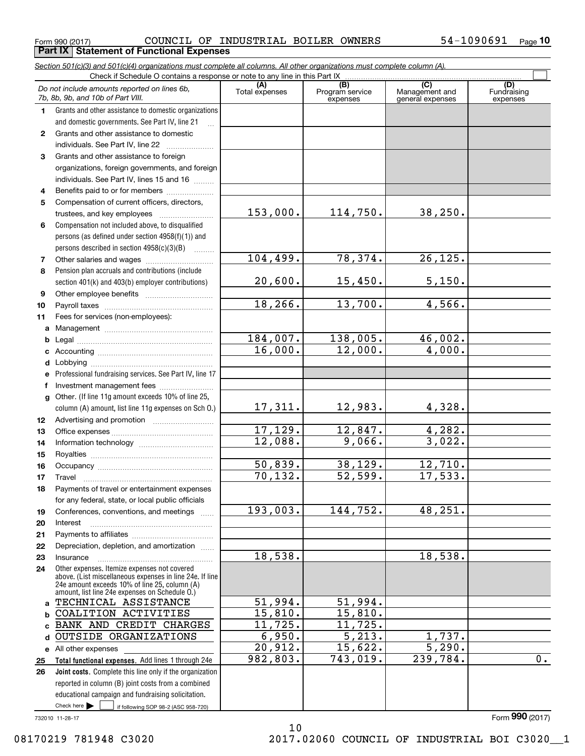Form 990 (2017) COUNCIL OF INDUSTRIAL BOILER OWNERS 54-1090691

## Part IX Statement of Functional Expenses

*Section 501(c)(3) and 501(c)(4) organizations must complete all columns. All other organizations must complete column (A).*

Check if Schedule O contains a response or note to any line in this Part IX

| *Do not include amounts reported on lines 6b, 7b, 8b, 9b, and 10b of Part VIII.* | (A) Total expenses | (B) Program service expenses | (C) Management and general expenses | (D) Fundraising expenses |
|---|---|---|---|---|
| 1 Grants and other assistance to domestic organizations and domestic governments. See Part IV, line 21 | | | | |
| 2 Grants and other assistance to domestic individuals. See Part IV, line 22 | | | | |
| 3 Grants and other assistance to foreign organizations, foreign governments, and foreign individuals. See Part IV, lines 15 and 16 | | | | |
| 4 Benefits paid to or for members | | | | |
| 5 Compensation of current officers, directors, trustees, and key employees | 153,000. | 114,750. | 38,250. | |
| 6 Compensation not included above, to disqualified persons (as defined under section 4958(f)(1)) and persons described in section 4958(c)(3)(B) | | | | |
| 7 Other salaries and wages | 104,499. | 78,374. | 26,125. | |
| 8 Pension plan accruals and contributions (include section 401(k) and 403(b) employer contributions) | 20,600. | 15,450. | 5,150. | |
| 9 Other employee benefits | | | | |
| 10 Payroll taxes | 18,266. | 13,700. | 4,566. | |
| 11 Fees for services (non-employees): | | | | |
| a Management | | | | |
| b Legal | 184,007. | 138,005. | 46,002. | |
| c Accounting | 16,000. | 12,000. | 4,000. | |
| d Lobbying | | | | |
| e Professional fundraising services. See Part IV, line 17 | | | | |
| f Investment management fees | | | | |
| g Other. (If line 11g amount exceeds 10% of line 25, column (A) amount, list line 11g expenses on Sch O.) | 17,311. | 12,983. | 4,328. | |
| 12 Advertising and promotion | | | | |
| 13 Office expenses | 17,129. | 12,847. | 4,282. | |
| 14 Information technology | 12,088. | 9,066. | 3,022. | |
| 15 Royalties | | | | |
| 16 Occupancy | 50,839. | 38,129. | 12,710. | |
| 17 Travel | 70,132. | 52,599. | 17,533. | |
| 18 Payments of travel or entertainment expenses for any federal, state, or local public officials | | | | |
| 19 Conferences, conventions, and meetings | 193,003. | 144,752. | 48,251. | |
| 20 Interest | | | | |
| 21 Payments to affiliates | | | | |
| 22 Depreciation, depletion, and amortization | | | | |
| 23 Insurance | 18,538. | | 18,538. | |
| 24 Other expenses. Itemize expenses not covered above. (List miscellaneous expenses in line 24e. If line 24e amount exceeds 10% of line 25, column (A) amount, list line 24e expenses on Schedule O.) | | | | |
| a TECHNICAL ASSISTANCE | 51,994. | 51,994. | | |
| b COALITION ACTIVITIES | 15,810. | 15,810. | | |
| c BANK AND CREDIT CHARGES | 11,725. | 11,725. | | |
| d OUTSIDE ORGANIZATIONS | 6,950. | 5,213. | 1,737. | |
| e All other expenses | 20,912. | 15,622. | 5,290. | |
| 25 **Total functional expenses.** Add lines 1 through 24e | 982,803. | 743,019. | 239,784. | 0. |
| 26 **Joint costs.** Complete this line only if the organization reported in column (B) joint costs from a combined educational campaign and fundraising solicitation. Check here ☐ if following SOP 98-2 (ASC 958-720) | | | | |

732010 11-28-17

Form **990** (2017)

08170219 781948 C3020 2017.02060 COUNCIL OF INDUSTRIAL BOI C3020__1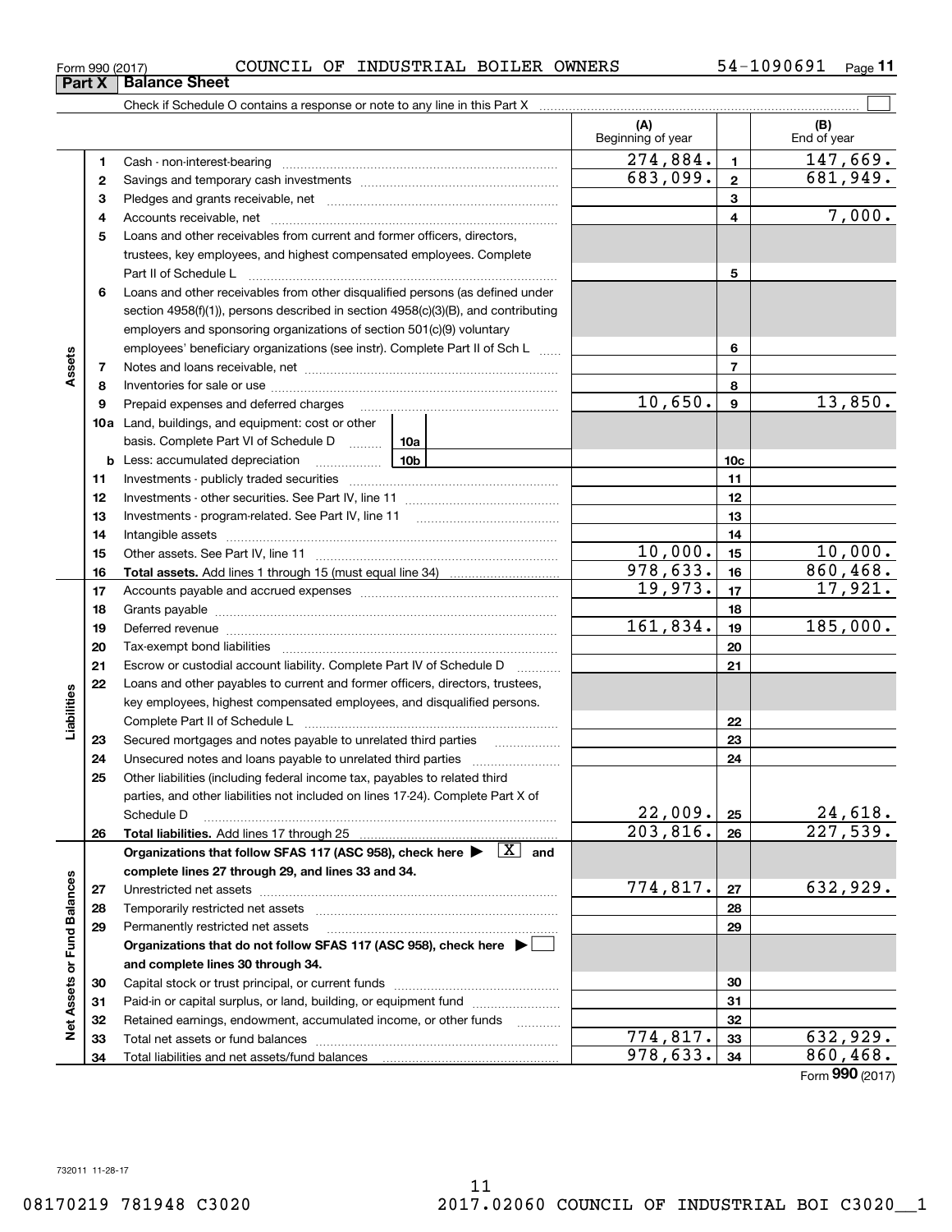Form 990 (2017) COUNCIL OF INDUSTRIAL BOILER OWNERS 54-1090691

## Part X Balance Sheet

Check if Schedule O contains a response or note to any line in this Part X

| | | | (A) Beginning of year | | (B) End of year |
|---|---|---|---|---|---|
| Assets | 1 | Cash - non-interest-bearing | 274,884. | 1 | 147,669. |
| | 2 | Savings and temporary cash investments | 683,099. | 2 | 681,949. |
| | 3 | Pledges and grants receivable, net | | 3 | |
| | 4 | Accounts receivable, net | | 4 | 7,000. |
| | 5 | Loans and other receivables from current and former officers, directors, trustees, key employees, and highest compensated employees. Complete Part II of Schedule L | | 5 | |
| | 6 | Loans and other receivables from other disqualified persons (as defined under section 4958(f)(1)), persons described in section 4958(c)(3)(B), and contributing employers and sponsoring organizations of section 501(c)(9) voluntary employees' beneficiary organizations (see instr). Complete Part II of Sch L | | 6 | |
| | 7 | Notes and loans receivable, net | | 7 | |
| | 8 | Inventories for sale or use | | 8 | |
| | 9 | Prepaid expenses and deferred charges | 10,650. | 9 | 13,850. |
| | 10a | Land, buildings, and equipment: cost or other basis. Complete Part VI of Schedule D 10a | | | |
| | b | Less: accumulated depreciation 10b | | 10c | |
| | 11 | Investments - publicly traded securities | | 11 | |
| | 12 | Investments - other securities. See Part IV, line 11 | | 12 | |
| | 13 | Investments - program-related. See Part IV, line 11 | | 13 | |
| | 14 | Intangible assets | | 14 | |
| | 15 | Other assets. See Part IV, line 11 | 10,000. | 15 | 10,000. |
| | 16 | **Total assets.** Add lines 1 through 15 (must equal line 34) | 978,633. | 16 | 860,468. |
| Liabilities | 17 | Accounts payable and accrued expenses | 19,973. | 17 | 17,921. |
| | 18 | Grants payable | | 18 | |
| | 19 | Deferred revenue | 161,834. | 19 | 185,000. |
| | 20 | Tax-exempt bond liabilities | | 20 | |
| | 21 | Escrow or custodial account liability. Complete Part IV of Schedule D | | 21 | |
| | 22 | Loans and other payables to current and former officers, directors, trustees, key employees, highest compensated employees, and disqualified persons. Complete Part II of Schedule L | | 22 | |
| | 23 | Secured mortgages and notes payable to unrelated third parties | | 23 | |
| | 24 | Unsecured notes and loans payable to unrelated third parties | | 24 | |
| | 25 | Other liabilities (including federal income tax, payables to related third parties, and other liabilities not included on lines 17-24). Complete Part X of Schedule D | 22,009. | 25 | 24,618. |
| | 26 | **Total liabilities.** Add lines 17 through 25 | 203,816. | 26 | 227,539. |
| Net Assets or Fund Balances | | **Organizations that follow SFAS 117 (ASC 958), check here ▶ [X] and complete lines 27 through 29, and lines 33 and 34.** | | | |
| | 27 | Unrestricted net assets | 774,817. | 27 | 632,929. |
| | 28 | Temporarily restricted net assets | | 28 | |
| | 29 | Permanently restricted net assets | | 29 | |
| | | **Organizations that do not follow SFAS 117 (ASC 958), check here ▶ [ ] and complete lines 30 through 34.** | | | |
| | 30 | Capital stock or trust principal, or current funds | | 30 | |
| | 31 | Paid-in or capital surplus, or land, building, or equipment fund | | 31 | |
| | 32 | Retained earnings, endowment, accumulated income, or other funds | | 32 | |
| | 33 | Total net assets or fund balances | 774,817. | 33 | 632,929. |
| | 34 | Total liabilities and net assets/fund balances | 978,633. | 34 | 860,468. |

Form **990** (2017)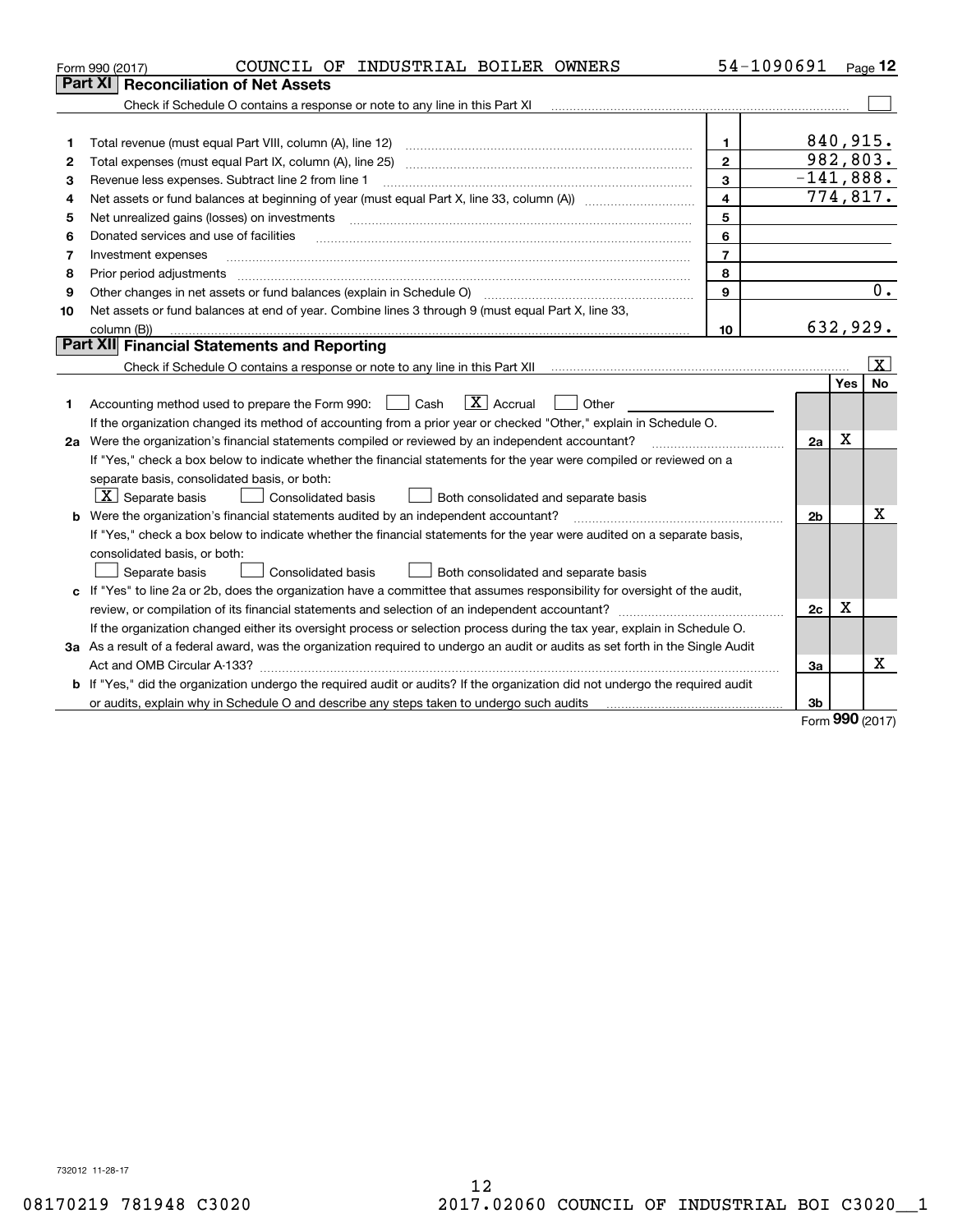Form 990 (2017) COUNCIL OF INDUSTRIAL BOILER OWNERS 54-1090691

## Part XI Reconciliation of Net Assets

Check if Schedule O contains a response or note to any line in this Part XI ☐

| | | | |
|---|---|---|---|
| 1 | Total revenue (must equal Part VIII, column (A), line 12) | 1 | 840,915. |
| 2 | Total expenses (must equal Part IX, column (A), line 25) | 2 | 982,803. |
| 3 | Revenue less expenses. Subtract line 2 from line 1 | 3 | -141,888. |
| 4 | Net assets or fund balances at beginning of year (must equal Part X, line 33, column (A)) | 4 | 774,817. |
| 5 | Net unrealized gains (losses) on investments | 5 | |
| 6 | Donated services and use of facilities | 6 | |
| 7 | Investment expenses | 7 | |
| 8 | Prior period adjustments | 8 | |
| 9 | Other changes in net assets or fund balances (explain in Schedule O) | 9 | 0. |
| 10 | Net assets or fund balances at end of year. Combine lines 3 through 9 (must equal Part X, line 33, column (B)) | 10 | 632,929. |

## Part XII Financial Statements and Reporting

Check if Schedule O contains a response or note to any line in this Part XII ☒

| | | | Yes | No |
|---|---|---|---|---|
| 1 | Accounting method used to prepare the Form 990: ☐ Cash ☒ Accrual ☐ Other<br>If the organization changed its method of accounting from a prior year or checked "Other," explain in Schedule O. | | | |
| 2a | Were the organization's financial statements compiled or reviewed by an independent accountant?<br>If "Yes," check a box below to indicate whether the financial statements for the year were compiled or reviewed on a separate basis, consolidated basis, or both:<br>☒ Separate basis ☐ Consolidated basis ☐ Both consolidated and separate basis | 2a | X | |
| b | Were the organization's financial statements audited by an independent accountant?<br>If "Yes," check a box below to indicate whether the financial statements for the year were audited on a separate basis, consolidated basis, or both:<br>☐ Separate basis ☐ Consolidated basis ☐ Both consolidated and separate basis | 2b | | X |
| c | If "Yes" to line 2a or 2b, does the organization have a committee that assumes responsibility for oversight of the audit, review, or compilation of its financial statements and selection of an independent accountant?<br>If the organization changed either its oversight process or selection process during the tax year, explain in Schedule O. | 2c | X | |
| 3a | As a result of a federal award, was the organization required to undergo an audit or audits as set forth in the Single Audit Act and OMB Circular A-133? | 3a | | X |
| b | If "Yes," did the organization undergo the required audit or audits? If the organization did not undergo the required audit or audits, explain in Schedule O and describe any steps taken to undergo such audits | 3b | | |

Form **990** (2017)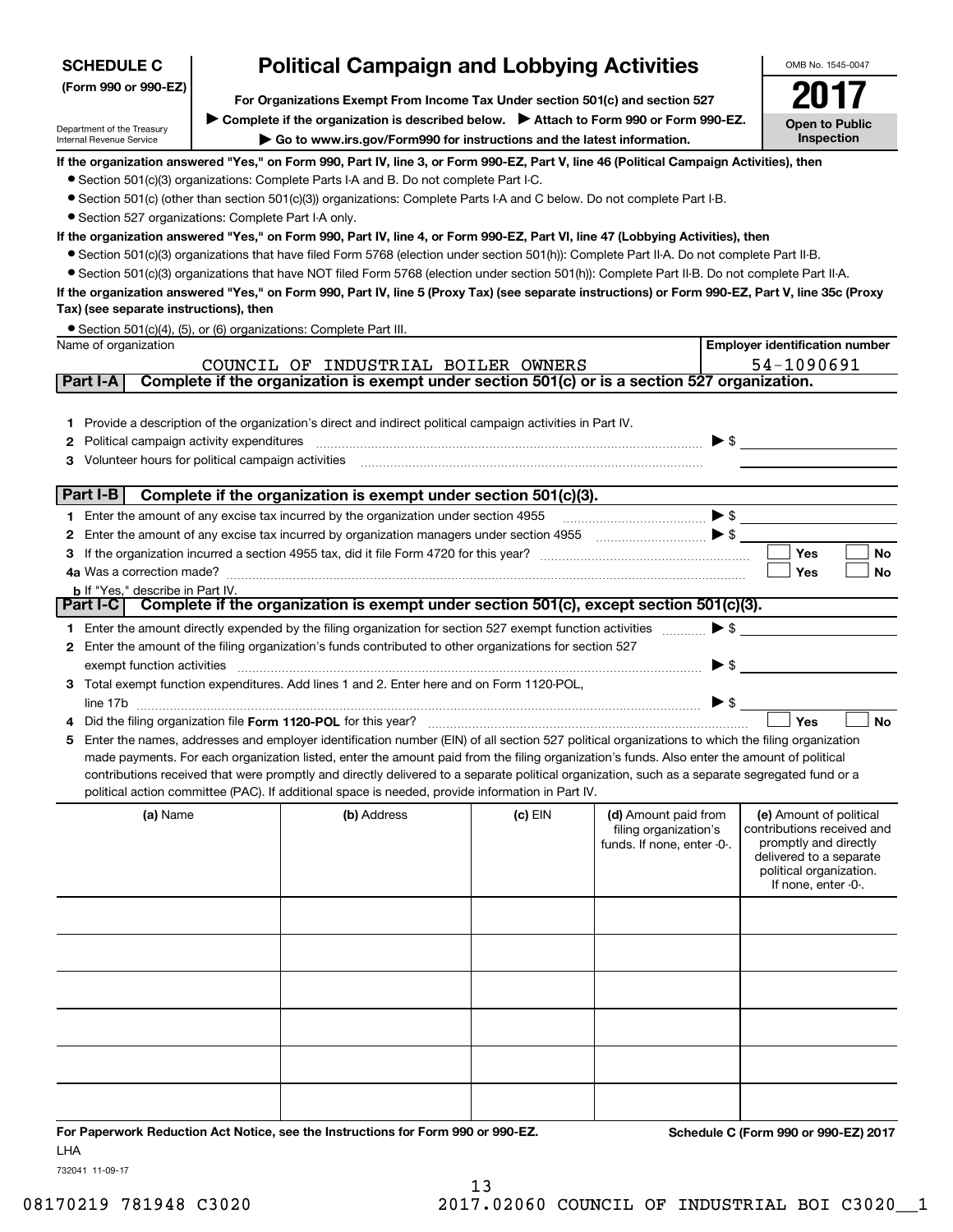**SCHEDULE C (Form 990 or 990-EZ)**

Department of the Treasury
Internal Revenue Service

# Political Campaign and Lobbying Activities

**For Organizations Exempt From Income Tax Under section 501(c) and section 527**

▶ **Complete if the organization is described below.** ▶ **Attach to Form 990 or Form 990-EZ.**

▶ **Go to www.irs.gov/Form990 for instructions and the latest information.**

OMB No. 1545-0047

**2017**

**Open to Public Inspection**

**If the organization answered "Yes," on Form 990, Part IV, line 3, or Form 990-EZ, Part V, line 46 (Political Campaign Activities), then**

- Section 501(c)(3) organizations: Complete Parts I-A and B. Do not complete Part I-C.
- Section 501(c) (other than section 501(c)(3)) organizations: Complete Parts I-A and C below. Do not complete Part I-B.
- Section 527 organizations: Complete Part I-A only.

**If the organization answered "Yes," on Form 990, Part IV, line 4, or Form 990-EZ, Part VI, line 47 (Lobbying Activities), then**

- Section 501(c)(3) organizations that have filed Form 5768 (election under section 501(h)): Complete Part II-A. Do not complete Part II-B.
- Section 501(c)(3) organizations that have NOT filed Form 5768 (election under section 501(h)): Complete Part II-B. Do not complete Part II-A.

**If the organization answered "Yes," on Form 990, Part IV, line 5 (Proxy Tax) (see separate instructions) or Form 990-EZ, Part V, line 35c (Proxy Tax) (see separate instructions), then**

- Section 501(c)(4), (5), or (6) organizations: Complete Part III.

| Name of organization | Employer identification number |
|---|---|
| COUNCIL OF INDUSTRIAL BOILER OWNERS | 54-1090691 |

## Part I-A Complete if the organization is exempt under section 501(c) or is a section 527 organization.

1. Provide a description of the organization's direct and indirect political campaign activities in Part IV.
2. Political campaign activity expenditures ▶ $
3. Volunteer hours for political campaign activities

## Part I-B Complete if the organization is exempt under section 501(c)(3).

1. Enter the amount of any excise tax incurred by the organization under section 4955 ▶ $
2. Enter the amount of any excise tax incurred by organization managers under section 4955 ▶ $
3. If the organization incurred a section 4955 tax, did it file Form 4720 for this year? ☐ Yes ☐ No

4a. Was a correction made? ☐ Yes ☐ No

b. If "Yes," describe in Part IV.

## Part I-C Complete if the organization is exempt under section 501(c), except section 501(c)(3).

1. Enter the amount directly expended by the filing organization for section 527 exempt function activities ▶ $
2. Enter the amount of the filing organization's funds contributed to other organizations for section 527 exempt function activities ▶ $
3. Total exempt function expenditures. Add lines 1 and 2. Enter here and on Form 1120-POL, line 17b ▶ $
4. Did the filing organization file **Form 1120-POL** for this year? ☐ Yes ☐ No
5. Enter the names, addresses and employer identification number (EIN) of all section 527 political organizations to which the filing organization made payments. For each organization listed, enter the amount paid from the filing organization's funds. Also enter the amount of political contributions received that were promptly and directly delivered to a separate political organization, such as a separate segregated fund or a political action committee (PAC). If additional space is needed, provide information in Part IV.

| (a) Name | (b) Address | (c) EIN | (d) Amount paid from filing organization's funds. If none, enter -0-. | (e) Amount of political contributions received and promptly and directly delivered to a separate political organization. If none, enter -0-. |
|---|---|---|---|---|
| | | | | |
| | | | | |
| | | | | |
| | | | | |
| | | | | |
| | | | | |

**For Paperwork Reduction Act Notice, see the Instructions for Form 990 or 990-EZ.**

LHA

**Schedule C (Form 990 or 990-EZ) 2017**

732041 11-09-17

08170219 781948 C3020 2017.02060 COUNCIL OF INDUSTRIAL BOI C3020__1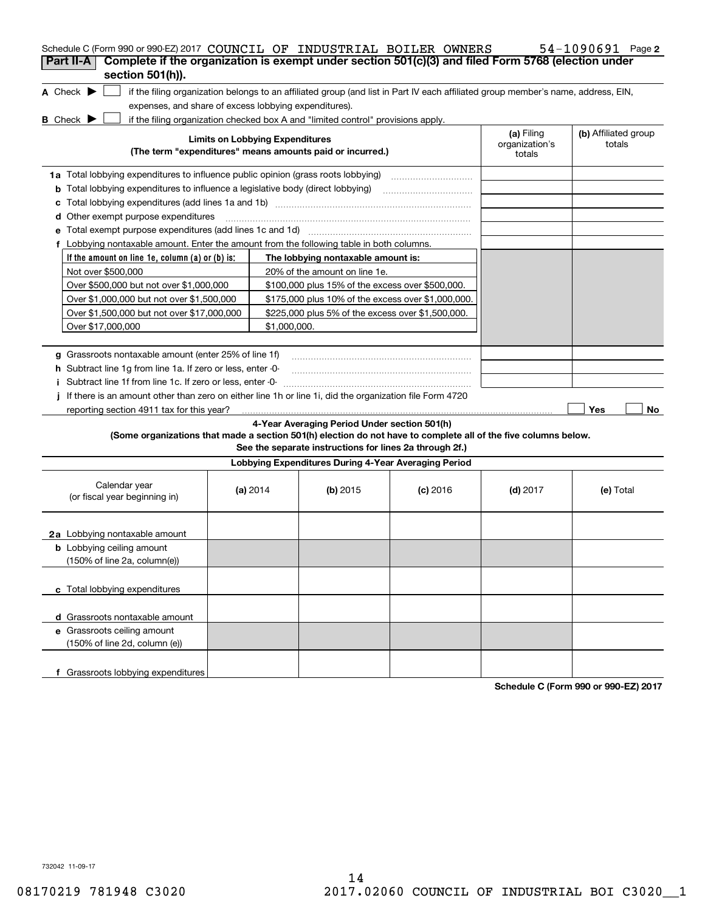Schedule C (Form 990 or 990-EZ) 2017 COUNCIL OF INDUSTRIAL BOILER OWNERS 54-1090691 Page 2

**Part II-A** **Complete if the organization is exempt under section 501(c)(3) and filed Form 5768 (election under section 501(h)).**

A Check ▶ ☐ if the filing organization belongs to an affiliated group (and list in Part IV each affiliated group member's name, address, EIN, expenses, and share of excess lobbying expenditures).

B Check ▶ ☐ if the filing organization checked box A and "limited control" provisions apply.

| **Limits on Lobbying Expenditures** (The term "expenditures" means amounts paid or incurred.) | **(a)** Filing organization's totals | **(b)** Affiliated group totals |
|---|---|---|
| **1a** Total lobbying expenditures to influence public opinion (grass roots lobbying) | | |
| **b** Total lobbying expenditures to influence a legislative body (direct lobbying) | | |
| **c** Total lobbying expenditures (add lines 1a and 1b) | | |
| **d** Other exempt purpose expenditures | | |
| **e** Total exempt purpose expenditures (add lines 1c and 1d) | | |
| **f** Lobbying nontaxable amount. Enter the amount from the following table in both columns. | | |

| If the amount on line 1e, column (a) or (b) is: | The lobbying nontaxable amount is: |
|---|---|
| Not over $500,000 | 20% of the amount on line 1e. |
| Over $500,000 but not over $1,000,000 | $100,000 plus 15% of the excess over $500,000. |
| Over $1,000,000 but not over $1,500,000 | $175,000 plus 10% of the excess over $1,000,000. |
| Over $1,500,000 but not over $17,000,000 | $225,000 plus 5% of the excess over $1,500,000. |
| Over $17,000,000 | $1,000,000. |

| | (a) | (b) |
|---|---|---|
| **g** Grassroots nontaxable amount (enter 25% of line 1f) | | |
| **h** Subtract line 1g from line 1a. If zero or less, enter -0- | | |
| **i** Subtract line 1f from line 1c. If zero or less, enter -0- | | |

**j** If there is an amount other than zero on either line 1h or line 1i, did the organization file Form 4720 reporting section 4911 tax for this year? ☐ Yes ☐ No

**4-Year Averaging Period Under section 501(h)**
**(Some organizations that made a section 501(h) election do not have to complete all of the five columns below. See the separate instructions for lines 2a through 2f.)**

**Lobbying Expenditures During 4-Year Averaging Period**

| Calendar year (or fiscal year beginning in) | **(a)** 2014 | **(b)** 2015 | **(c)** 2016 | **(d)** 2017 | **(e)** Total |
|---|---|---|---|---|---|
| **2a** Lobbying nontaxable amount | | | | | |
| **b** Lobbying ceiling amount (150% of line 2a, column(e)) | | | | | |
| **c** Total lobbying expenditures | | | | | |
| **d** Grassroots nontaxable amount | | | | | |
| **e** Grassroots ceiling amount (150% of line 2d, column (e)) | | | | | |
| **f** Grassroots lobbying expenditures | | | | | |

**Schedule C (Form 990 or 990-EZ) 2017**

732042 11-09-17

08170219 781948 C3020 2017.02060 COUNCIL OF INDUSTRIAL BOI C3020__1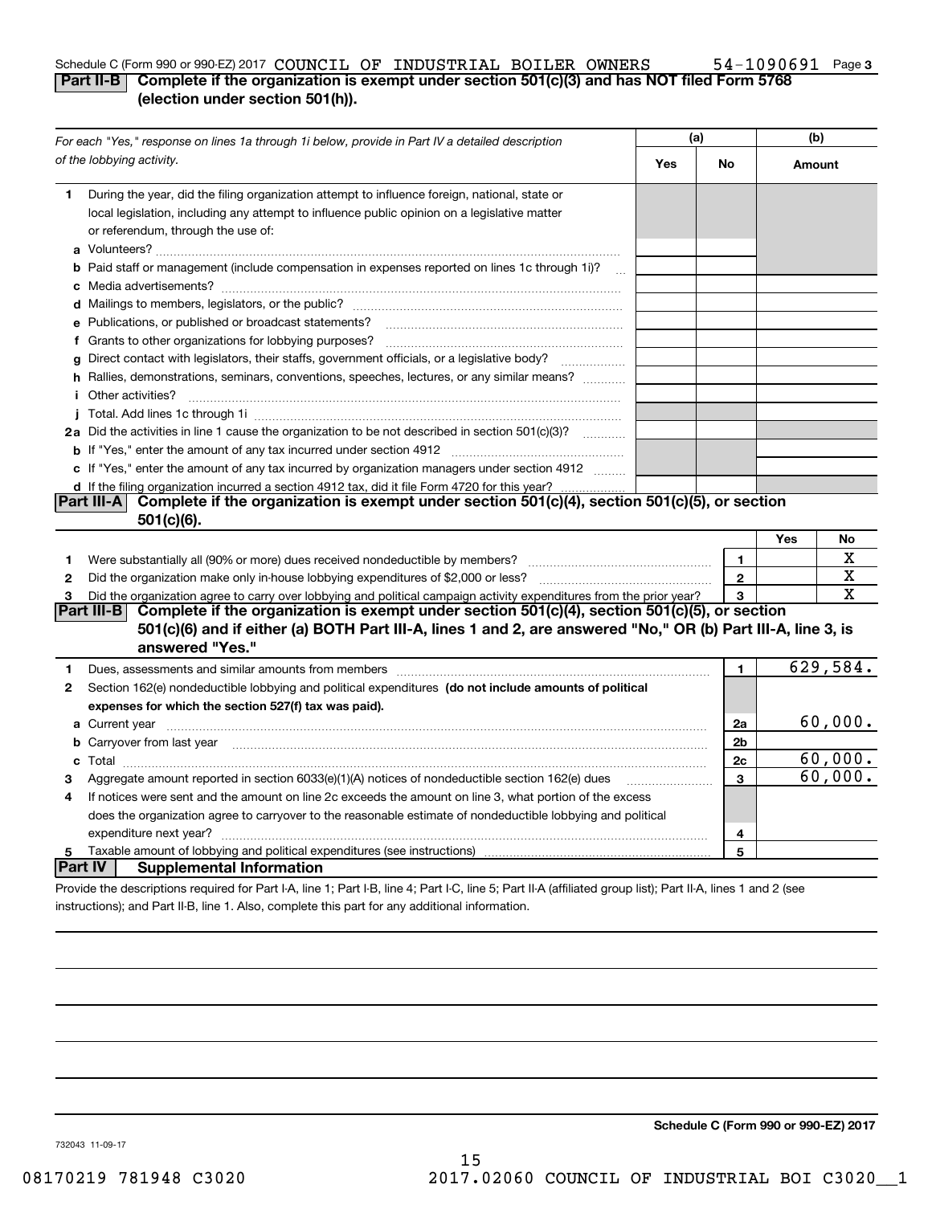Schedule C (Form 990 or 990-EZ) 2017 COUNCIL OF INDUSTRIAL BOILER OWNERS 54-1090691 Page 3

## Part II-B Complete if the organization is exempt under section 501(c)(3) and has NOT filed Form 5768 (election under section 501(h)).

| *For each "Yes," response on lines 1a through 1i below, provide in Part IV a detailed description of the lobbying activity.* | (a) Yes | (a) No | (b) Amount |
|---|---|---|---|
| **1** During the year, did the filing organization attempt to influence foreign, national, state or local legislation, including any attempt to influence public opinion on a legislative matter or referendum, through the use of: | | | |
| **a** Volunteers? | | | |
| **b** Paid staff or management (include compensation in expenses reported on lines 1c through 1i)? | | | |
| **c** Media advertisements? | | | |
| **d** Mailings to members, legislators, or the public? | | | |
| **e** Publications, or published or broadcast statements? | | | |
| **f** Grants to other organizations for lobbying purposes? | | | |
| **g** Direct contact with legislators, their staffs, government officials, or a legislative body? | | | |
| **h** Rallies, demonstrations, seminars, conventions, speeches, lectures, or any similar means? | | | |
| **i** Other activities? | | | |
| **j** Total. Add lines 1c through 1i | | | |
| **2a** Did the activities in line 1 cause the organization to be not described in section 501(c)(3)? | | | |
| **b** If "Yes," enter the amount of any tax incurred under section 4912 | | | |
| **c** If "Yes," enter the amount of any tax incurred by organization managers under section 4912 | | | |
| **d** If the filing organization incurred a section 4912 tax, did it file Form 4720 for this year? | | | |

## Part III-A Complete if the organization is exempt under section 501(c)(4), section 501(c)(5), or section 501(c)(6).

| | | | Yes | No |
|---|---|---|---|---|
| **1** | Were substantially all (90% or more) dues received nondeductible by members? | 1 | | X |
| **2** | Did the organization make only in-house lobbying expenditures of $2,000 or less? | 2 | | X |
| **3** | Did the organization agree to carry over lobbying and political campaign activity expenditures from the prior year? | 3 | | X |

## Part III-B Complete if the organization is exempt under section 501(c)(4), section 501(c)(5), or section 501(c)(6) and if either (a) BOTH Part III-A, lines 1 and 2, are answered "No," OR (b) Part III-A, line 3, is answered "Yes."

| | | | |
|---|---|---|---|
| **1** | Dues, assessments and similar amounts from members | 1 | 629,584. |
| **2** | Section 162(e) nondeductible lobbying and political expenditures **(do not include amounts of political expenses for which the section 527(f) tax was paid).** | | |
| **a** | Current year | 2a | 60,000. |
| **b** | Carryover from last year | 2b | |
| **c** | Total | 2c | 60,000. |
| **3** | Aggregate amount reported in section 6033(e)(1)(A) notices of nondeductible section 162(e) dues | 3 | 60,000. |
| **4** | If notices were sent and the amount on line 2c exceeds the amount on line 3, what portion of the excess does the organization agree to carryover to the reasonable estimate of nondeductible lobbying and political expenditure next year? | 4 | |
| **5** | Taxable amount of lobbying and political expenditures (see instructions) | 5 | |

## Part IV Supplemental Information

Provide the descriptions required for Part I-A, line 1; Part I-B, line 4; Part I-C, line 5; Part II-A (affiliated group list); Part II-A, lines 1 and 2 (see instructions); and Part II-B, line 1. Also, complete this part for any additional information.

**Schedule C (Form 990 or 990-EZ) 2017**

732043 11-09-17

08170219 781948 C3020 2017.02060 COUNCIL OF INDUSTRIAL BOI C3020__1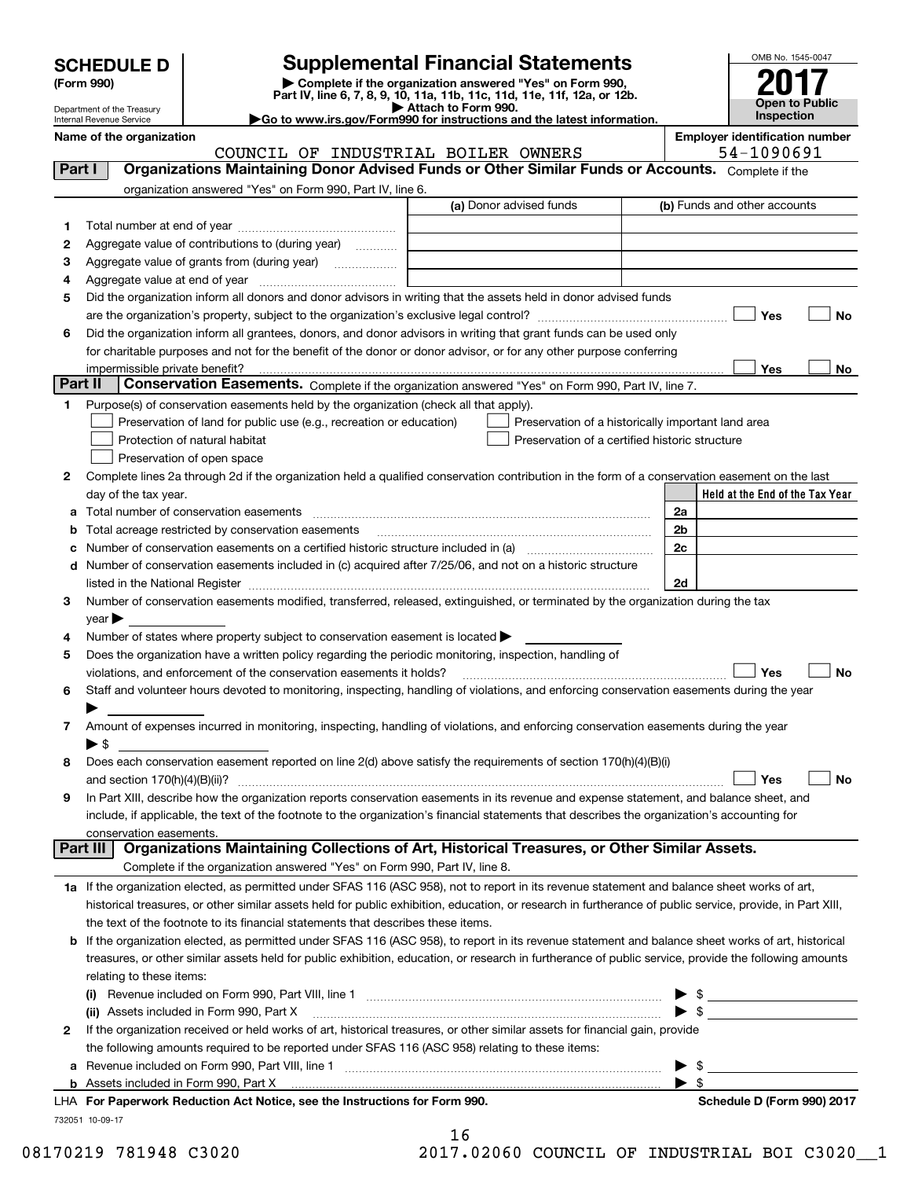# SCHEDULE D (Form 990)

Department of the Treasury
Internal Revenue Service

# Supplemental Financial Statements

▶ Complete if the organization answered "Yes" on Form 990, Part IV, line 6, 7, 8, 9, 10, 11a, 11b, 11c, 11d, 11e, 11f, 12a, or 12b.
▶ Attach to Form 990.
▶Go to www.irs.gov/Form990 for instructions and the latest information.

OMB No. 1545-0047

**2017**

**Open to Public Inspection**

**Name of the organization**
COUNCIL OF INDUSTRIAL BOILER OWNERS

**Employer identification number**
54-1090691

## Part I — Organizations Maintaining Donor Advised Funds or Other Similar Funds or Accounts.

Complete if the organization answered "Yes" on Form 990, Part IV, line 6.

| | | (a) Donor advised funds | (b) Funds and other accounts |
|---|---|---|---|
| 1 | Total number at end of year | | |
| 2 | Aggregate value of contributions to (during year) | | |
| 3 | Aggregate value of grants from (during year) | | |
| 4 | Aggregate value at end of year | | |

5 Did the organization inform all donors and donor advisors in writing that the assets held in donor advised funds are the organization's property, subject to the organization's exclusive legal control? ☐ Yes ☐ No

6 Did the organization inform all grantees, donors, and donor advisors in writing that grant funds can be used only for charitable purposes and not for the benefit of the donor or donor advisor, or for any other purpose conferring impermissible private benefit? ☐ Yes ☐ No

## Part II — Conservation Easements.

Complete if the organization answered "Yes" on Form 990, Part IV, line 7.

1 Purpose(s) of conservation easements held by the organization (check all that apply).

- ☐ Preservation of land for public use (e.g., recreation or education)
- ☐ Preservation of a historically important land area
- ☐ Protection of natural habitat
- ☐ Preservation of a certified historic structure
- ☐ Preservation of open space

2 Complete lines 2a through 2d if the organization held a qualified conservation contribution in the form of a conservation easement on the last day of the tax year.

| | | | Held at the End of the Tax Year |
|---|---|---|---|
| a | Total number of conservation easements | 2a | |
| b | Total acreage restricted by conservation easements | 2b | |
| c | Number of conservation easements on a certified historic structure included in (a) | 2c | |
| d | Number of conservation easements included in (c) acquired after 7/25/06, and not on a historic structure listed in the National Register | 2d | |

3 Number of conservation easements modified, transferred, released, extinguished, or terminated by the organization during the tax year ▶

4 Number of states where property subject to conservation easement is located ▶

5 Does the organization have a written policy regarding the periodic monitoring, inspection, handling of violations, and enforcement of the conservation easements it holds? ☐ Yes ☐ No

6 Staff and volunteer hours devoted to monitoring, inspecting, handling of violations, and enforcing conservation easements during the year ▶

7 Amount of expenses incurred in monitoring, inspecting, handling of violations, and enforcing conservation easements during the year ▶ $

8 Does each conservation easement reported on line 2(d) above satisfy the requirements of section 170(h)(4)(B)(i) and section 170(h)(4)(B)(ii)? ☐ Yes ☐ No

9 In Part XIII, describe how the organization reports conservation easements in its revenue and expense statement, and balance sheet, and include, if applicable, the text of the footnote to the organization's financial statements that describes the organization's accounting for conservation easements.

## Part III — Organizations Maintaining Collections of Art, Historical Treasures, or Other Similar Assets.

Complete if the organization answered "Yes" on Form 990, Part IV, line 8.

1a If the organization elected, as permitted under SFAS 116 (ASC 958), not to report in its revenue statement and balance sheet works of art, historical treasures, or other similar assets held for public exhibition, education, or research in furtherance of public service, provide, in Part XIII, the text of the footnote to its financial statements that describes these items.

b If the organization elected, as permitted under SFAS 116 (ASC 958), to report in its revenue statement and balance sheet works of art, historical treasures, or other similar assets held for public exhibition, education, or research in furtherance of public service, provide the following amounts relating to these items:

(i) Revenue included on Form 990, Part VIII, line 1 ▶ $

(ii) Assets included in Form 990, Part X ▶ $

2 If the organization received or held works of art, historical treasures, or other similar assets for financial gain, provide the following amounts required to be reported under SFAS 116 (ASC 958) relating to these items:

a Revenue included on Form 990, Part VIII, line 1 ▶ $

b Assets included in Form 990, Part X ▶ $

LHA For Paperwork Reduction Act Notice, see the Instructions for Form 990. Schedule D (Form 990) 2017

732051 10-09-17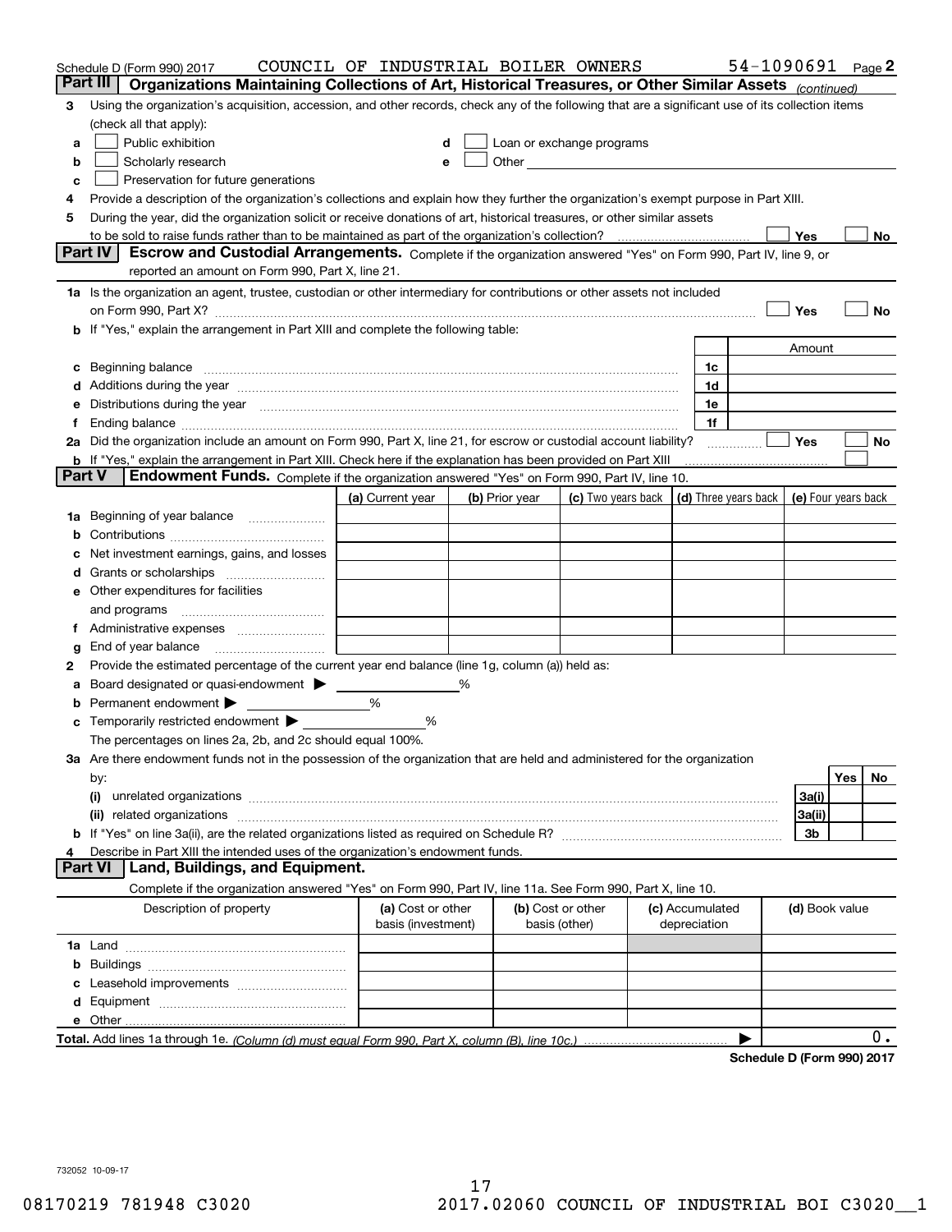Schedule D (Form 990) 2017 COUNCIL OF INDUSTRIAL BOILER OWNERS 54-1090691 Page 2

## Part III Organizations Maintaining Collections of Art, Historical Treasures, or Other Similar Assets *(continued)*

3 Using the organization's acquisition, accession, and other records, check any of the following that are a significant use of its collection items (check all that apply):

- a ☐ Public exhibition
- b ☐ Scholarly research
- c ☐ Preservation for future generations
- d ☐ Loan or exchange programs
- e ☐ Other

4 Provide a description of the organization's collections and explain how they further the organization's exempt purpose in Part XIII.

5 During the year, did the organization solicit or receive donations of art, historical treasures, or other similar assets to be sold to raise funds rather than to be maintained as part of the organization's collection? ☐ Yes ☐ No

## Part IV Escrow and Custodial Arrangements.

Complete if the organization answered "Yes" on Form 990, Part IV, line 9, or reported an amount on Form 990, Part X, line 21.

1a Is the organization an agent, trustee, custodian or other intermediary for contributions or other assets not included on Form 990, Part X? ☐ Yes ☐ No

b If "Yes," explain the arrangement in Part XIII and complete the following table:

| | | Amount |
|---|---|---|
| c Beginning balance | 1c | |
| d Additions during the year | 1d | |
| e Distributions during the year | 1e | |
| f Ending balance | 1f | |

2a Did the organization include an amount on Form 990, Part X, line 21, for escrow or custodial account liability? ☐ Yes ☐ No

b If "Yes," explain the arrangement in Part XIII. Check here if the explanation has been provided on Part XIII ☐

## Part V Endowment Funds.

Complete if the organization answered "Yes" on Form 990, Part IV, line 10.

| | (a) Current year | (b) Prior year | (c) Two years back | (d) Three years back | (e) Four years back |
|---|---|---|---|---|---|
| 1a Beginning of year balance | | | | | |
| b Contributions | | | | | |
| c Net investment earnings, gains, and losses | | | | | |
| d Grants or scholarships | | | | | |
| e Other expenditures for facilities and programs | | | | | |
| f Administrative expenses | | | | | |
| g End of year balance | | | | | |

2 Provide the estimated percentage of the current year end balance (line 1g, column (a)) held as:

a Board designated or quasi-endowment ▶ ______ %

b Permanent endowment ▶ ______ %

c Temporarily restricted endowment ▶ ______ %

The percentages on lines 2a, 2b, and 2c should equal 100%.

3a Are there endowment funds not in the possession of the organization that are held and administered for the organization by:

| | | Yes | No |
|---|---|---|---|
| (i) unrelated organizations | 3a(i) | | |
| (ii) related organizations | 3a(ii) | | |
| b If "Yes" on line 3a(ii), are the related organizations listed as required on Schedule R? | 3b | | |

4 Describe in Part XIII the intended uses of the organization's endowment funds.

## Part VI Land, Buildings, and Equipment.

Complete if the organization answered "Yes" on Form 990, Part IV, line 11a. See Form 990, Part X, line 10.

| Description of property | (a) Cost or other basis (investment) | (b) Cost or other basis (other) | (c) Accumulated depreciation | (d) Book value |
|---|---|---|---|---|
| 1a Land | | | | |
| b Buildings | | | | |
| c Leasehold improvements | | | | |
| d Equipment | | | | |
| e Other | | | | |
| **Total.** Add lines 1a through 1e. *(Column (d) must equal Form 990, Part X, column (B), line 10c.)* | | | ▶ | 0. |

**Schedule D (Form 990) 2017**

732052 10-09-17

08170219 781948 C3020 2017.02060 COUNCIL OF INDUSTRIAL BOI C3020__1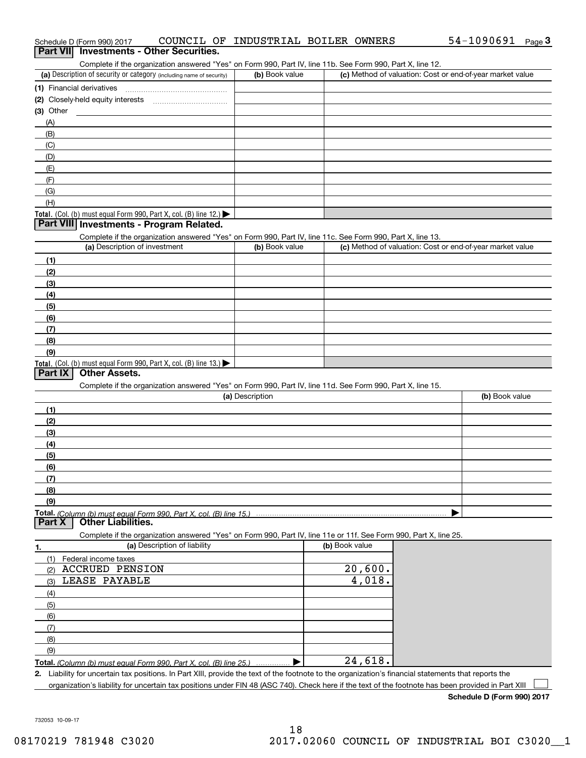Schedule D (Form 990) 2017 COUNCIL OF INDUSTRIAL BOILER OWNERS 54-1090691

## Part VII Investments - Other Securities.

Complete if the organization answered "Yes" on Form 990, Part IV, line 11b. See Form 990, Part X, line 12.

| (a) Description of security or category (including name of security) | (b) Book value | (c) Method of valuation: Cost or end-of-year market value |
|---|---|---|
| (1) Financial derivatives | | |
| (2) Closely-held equity interests | | |
| (3) Other | | |
| (A) | | |
| (B) | | |
| (C) | | |
| (D) | | |
| (E) | | |
| (F) | | |
| (G) | | |
| (H) | | |
| **Total.** (Col. (b) must equal Form 990, Part X, col. (B) line 12.) ▶ | | |

## Part VIII Investments - Program Related.

Complete if the organization answered "Yes" on Form 990, Part IV, line 11c. See Form 990, Part X, line 13.

| (a) Description of investment | (b) Book value | (c) Method of valuation: Cost or end-of-year market value |
|---|---|---|
| (1) | | |
| (2) | | |
| (3) | | |
| (4) | | |
| (5) | | |
| (6) | | |
| (7) | | |
| (8) | | |
| (9) | | |
| **Total.** (Col. (b) must equal Form 990, Part X, col. (B) line 13.) ▶ | | |

## Part IX Other Assets.

Complete if the organization answered "Yes" on Form 990, Part IV, line 11d. See Form 990, Part X, line 15.

| (a) Description | (b) Book value |
|---|---|
| (1) | |
| (2) | |
| (3) | |
| (4) | |
| (5) | |
| (6) | |
| (7) | |
| (8) | |
| (9) | |
| **Total.** *(Column (b) must equal Form 990, Part X, col. (B) line 15.)* ▶ | |

## Part X Other Liabilities.

Complete if the organization answered "Yes" on Form 990, Part IV, line 11e or 11f. See Form 990, Part X, line 25.

| 1. (a) Description of liability | (b) Book value |
|---|---|
| (1) Federal income taxes | |
| (2) ACCRUED PENSION | 20,600. |
| (3) LEASE PAYABLE | 4,018. |
| (4) | |
| (5) | |
| (6) | |
| (7) | |
| (8) | |
| (9) | |
| **Total.** *(Column (b) must equal Form 990, Part X, col. (B) line 25.)* ▶ | 24,618. |

2. Liability for uncertain tax positions. In Part XIII, provide the text of the footnote to the organization's financial statements that reports the organization's liability for uncertain tax positions under FIN 48 (ASC 740). Check here if the text of the footnote has been provided in Part XIII ☐

**Schedule D (Form 990) 2017**

732053 10-09-17

08170219 781948 C3020 2017.02060 COUNCIL OF INDUSTRIAL BOI C3020__1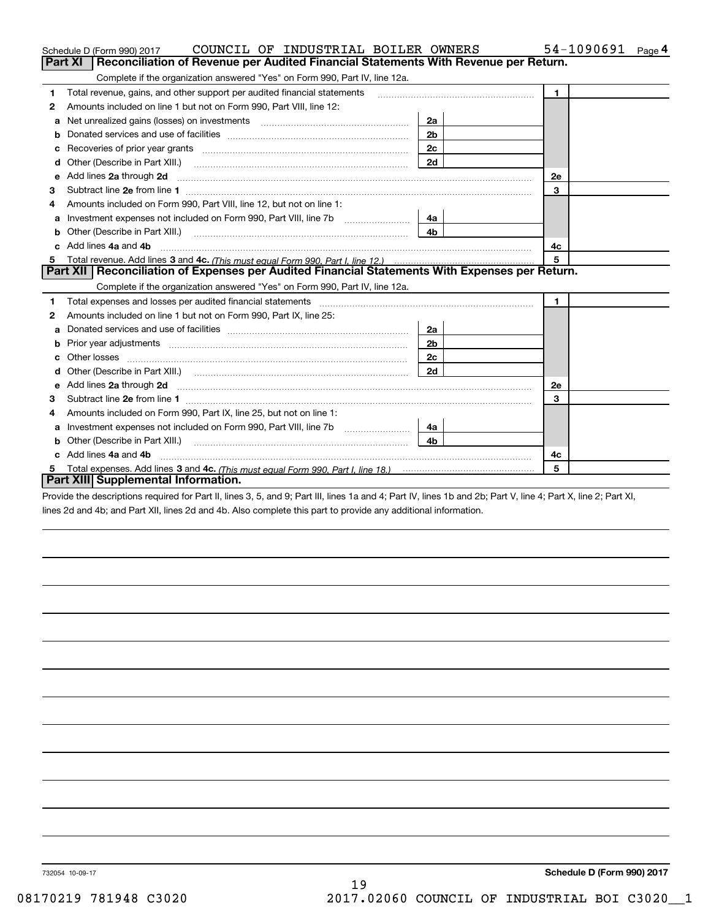Schedule D (Form 990) 2017 COUNCIL OF INDUSTRIAL BOILER OWNERS 54-1090691 Page 4

## Part XI Reconciliation of Revenue per Audited Financial Statements With Revenue per Return.

Complete if the organization answered "Yes" on Form 990, Part IV, line 12a.

| | | | | | |
|---|---|---|---|---|---|
| 1 | Total revenue, gains, and other support per audited financial statements | | | 1 | |
| 2 | Amounts included on line 1 but not on Form 990, Part VIII, line 12: | | | | |
| a | Net unrealized gains (losses) on investments | 2a | | | |
| b | Donated services and use of facilities | 2b | | | |
| c | Recoveries of prior year grants | 2c | | | |
| d | Other (Describe in Part XIII.) | 2d | | | |
| e | Add lines 2a through 2d | | | 2e | |
| 3 | Subtract line 2e from line 1 | | | 3 | |
| 4 | Amounts included on Form 990, Part VIII, line 12, but not on line 1: | | | | |
| a | Investment expenses not included on Form 990, Part VIII, line 7b | 4a | | | |
| b | Other (Describe in Part XIII.) | 4b | | | |
| c | Add lines 4a and 4b | | | 4c | |
| 5 | Total revenue. Add lines 3 and 4c. *(This must equal Form 990, Part I, line 12.)* | | | 5 | |

## Part XII Reconciliation of Expenses per Audited Financial Statements With Expenses per Return.

Complete if the organization answered "Yes" on Form 990, Part IV, line 12a.

| | | | | | |
|---|---|---|---|---|---|
| 1 | Total expenses and losses per audited financial statements | | | 1 | |
| 2 | Amounts included on line 1 but not on Form 990, Part IX, line 25: | | | | |
| a | Donated services and use of facilities | 2a | | | |
| b | Prior year adjustments | 2b | | | |
| c | Other losses | 2c | | | |
| d | Other (Describe in Part XIII.) | 2d | | | |
| e | Add lines 2a through 2d | | | 2e | |
| 3 | Subtract line 2e from line 1 | | | 3 | |
| 4 | Amounts included on Form 990, Part IX, line 25, but not on line 1: | | | | |
| a | Investment expenses not included on Form 990, Part VIII, line 7b | 4a | | | |
| b | Other (Describe in Part XIII.) | 4b | | | |
| c | Add lines 4a and 4b | | | 4c | |
| 5 | Total expenses. Add lines 3 and 4c. *(This must equal Form 990, Part I, line 18.)* | | | 5 | |

## Part XIII Supplemental Information.

Provide the descriptions required for Part II, lines 3, 5, and 9; Part III, lines 1a and 4; Part IV, lines 1b and 2b; Part V, line 4; Part X, line 2; Part XI, lines 2d and 4b; and Part XII, lines 2d and 4b. Also complete this part to provide any additional information.

732054 10-09-17 **Schedule D (Form 990) 2017**

08170219 781948 C3020 2017.02060 COUNCIL OF INDUSTRIAL BOI C3020__1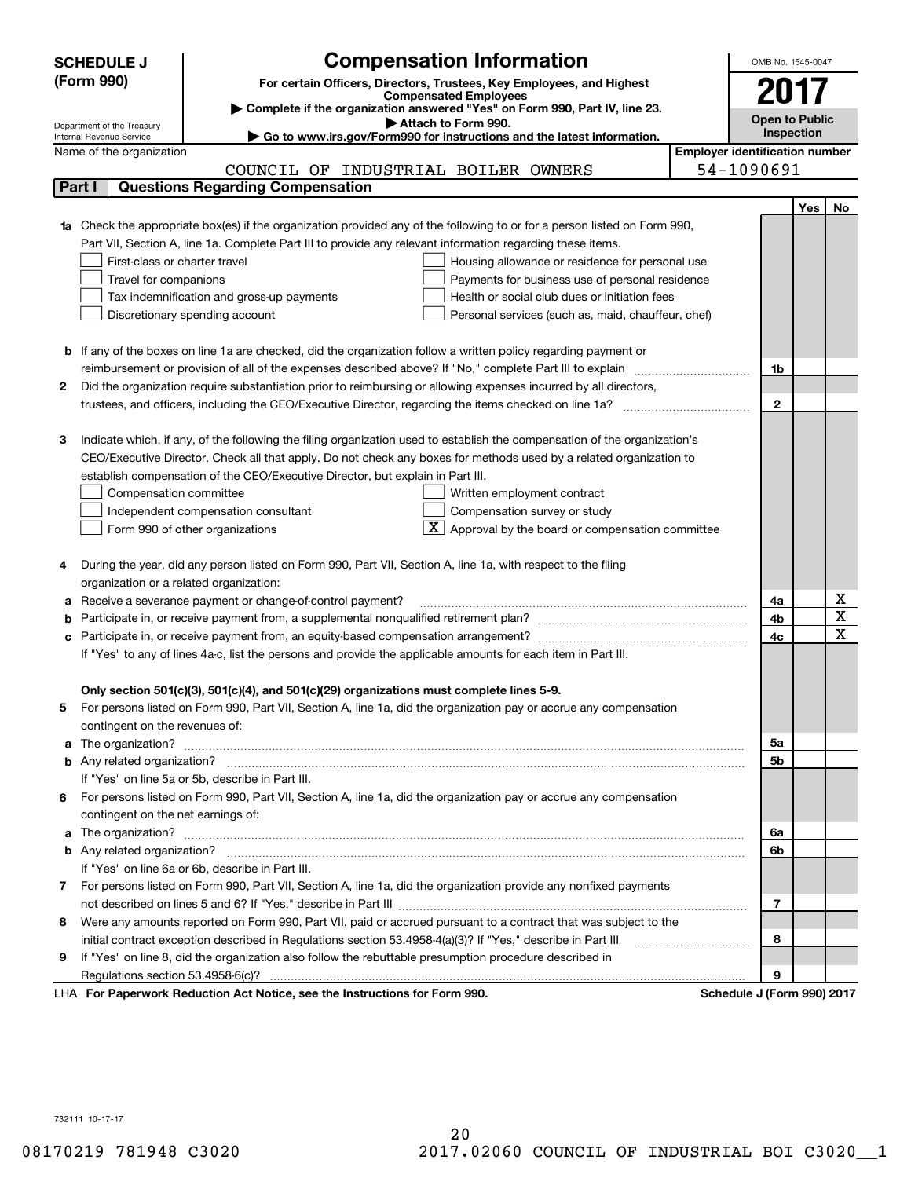# SCHEDULE J (Form 990)

Department of the Treasury
Internal Revenue Service

## Compensation Information

**For certain Officers, Directors, Trustees, Key Employees, and Highest Compensated Employees**

▶ **Complete if the organization answered "Yes" on Form 990, Part IV, line 23.**

▶ **Attach to Form 990.**

▶ **Go to www.irs.gov/Form990 for instructions and the latest information.**

OMB No. 1545-0047

**2017**

**Open to Public Inspection**

Name of the organization: COUNCIL OF INDUSTRIAL BOILER OWNERS

**Employer identification number:** 54-1090691

### Part I | Questions Regarding Compensation

| | | | Yes | No |
|---|---|---|---|---|
| **1a** | Check the appropriate box(es) if the organization provided any of the following to or for a person listed on Form 990, Part VII, Section A, line 1a. Complete Part III to provide any relevant information regarding these items.<br>☐ First-class or charter travel &nbsp;&nbsp; ☐ Housing allowance or residence for personal use<br>☐ Travel for companions &nbsp;&nbsp; ☐ Payments for business use of personal residence<br>☐ Tax indemnification and gross-up payments &nbsp;&nbsp; ☐ Health or social club dues or initiation fees<br>☐ Discretionary spending account &nbsp;&nbsp; ☐ Personal services (such as, maid, chauffeur, chef) | | | |
| **b** | If any of the boxes on line 1a are checked, did the organization follow a written policy regarding payment or reimbursement or provision of all of the expenses described above? If "No," complete Part III to explain | 1b | | |
| **2** | Did the organization require substantiation prior to reimbursing or allowing expenses incurred by all directors, trustees, and officers, including the CEO/Executive Director, regarding the items checked on line 1a? | 2 | | |
| **3** | Indicate which, if any, of the following the filing organization used to establish the compensation of the organization's CEO/Executive Director. Check all that apply. Do not check any boxes for methods used by a related organization to establish compensation of the CEO/Executive Director, but explain in Part III.<br>☐ Compensation committee &nbsp;&nbsp; ☐ Written employment contract<br>☐ Independent compensation consultant &nbsp;&nbsp; ☐ Compensation survey or study<br>☐ Form 990 of other organizations &nbsp;&nbsp; ☒ Approval by the board or compensation committee | | | |
| **4** | During the year, did any person listed on Form 990, Part VII, Section A, line 1a, with respect to the filing organization or a related organization: | | | |
| **a** | Receive a severance payment or change-of-control payment? | 4a | | X |
| **b** | Participate in, or receive payment from, a supplemental nonqualified retirement plan? | 4b | | X |
| **c** | Participate in, or receive payment from, an equity-based compensation arrangement? | 4c | | X |
| | If "Yes" to any of lines 4a-c, list the persons and provide the applicable amounts for each item in Part III. | | | |
| | **Only section 501(c)(3), 501(c)(4), and 501(c)(29) organizations must complete lines 5-9.** | | | |
| **5** | For persons listed on Form 990, Part VII, Section A, line 1a, did the organization pay or accrue any compensation contingent on the revenues of: | | | |
| **a** | The organization? | 5a | | |
| **b** | Any related organization? | 5b | | |
| | If "Yes" on line 5a or 5b, describe in Part III. | | | |
| **6** | For persons listed on Form 990, Part VII, Section A, line 1a, did the organization pay or accrue any compensation contingent on the net earnings of: | | | |
| **a** | The organization? | 6a | | |
| **b** | Any related organization? | 6b | | |
| | If "Yes" on line 6a or 6b, describe in Part III. | | | |
| **7** | For persons listed on Form 990, Part VII, Section A, line 1a, did the organization provide any nonfixed payments not described on lines 5 and 6? If "Yes," describe in Part III | 7 | | |
| **8** | Were any amounts reported on Form 990, Part VII, paid or accrued pursuant to a contract that was subject to the initial contract exception described in Regulations section 53.4958-4(a)(3)? If "Yes," describe in Part III | 8 | | |
| **9** | If "Yes" on line 8, did the organization also follow the rebuttable presumption procedure described in Regulations section 53.4958-6(c)? | 9 | | |

LHA **For Paperwork Reduction Act Notice, see the Instructions for Form 990.** **Schedule J (Form 990) 2017**

732111 10-17-17

08170219 781948 C3020 2017.02060 COUNCIL OF INDUSTRIAL BOI C3020__1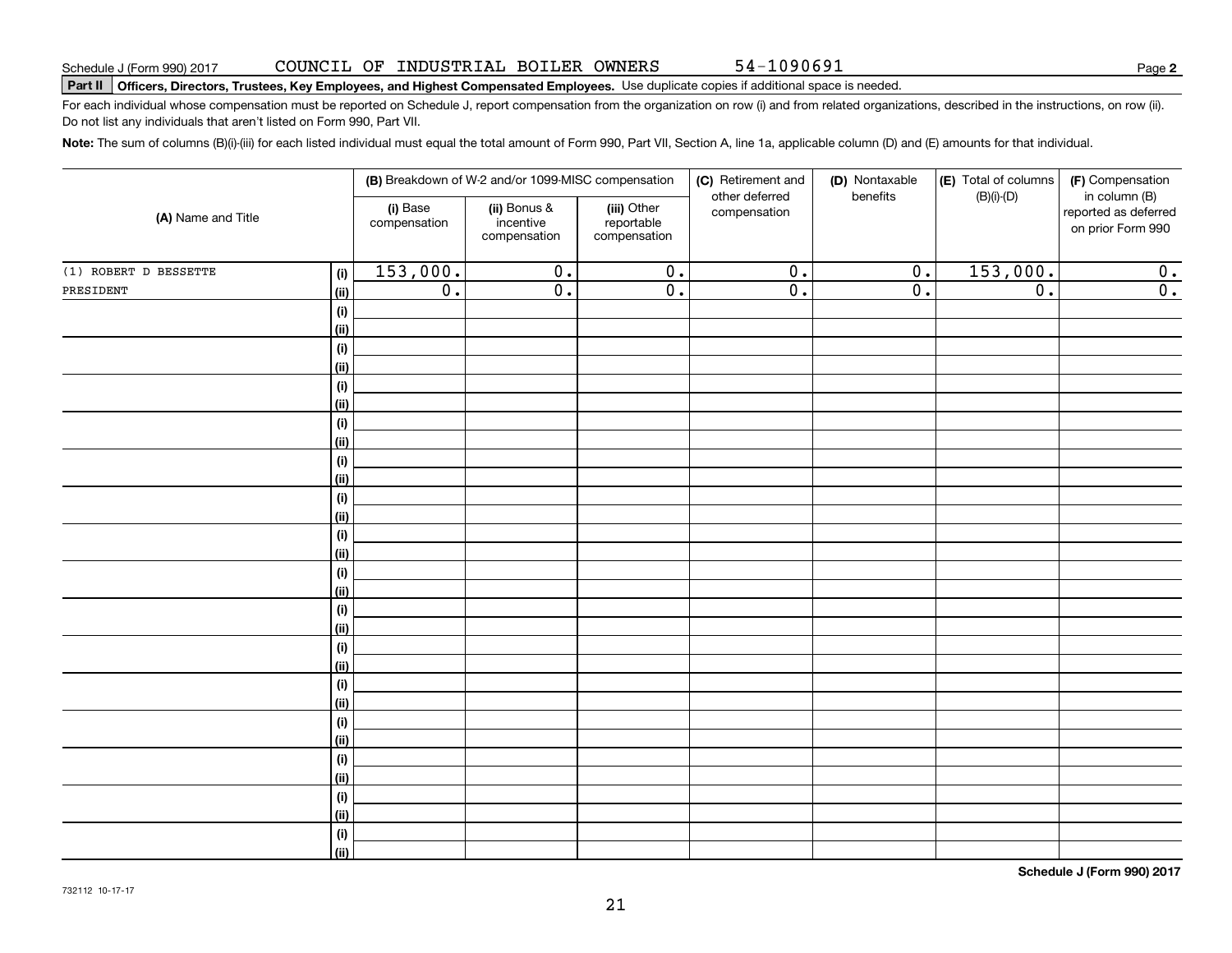Schedule J (Form 990) 2017 COUNCIL OF INDUSTRIAL BOILER OWNERS 54-1090691

**Part II** **Officers, Directors, Trustees, Key Employees, and Highest Compensated Employees.** Use duplicate copies if additional space is needed.

For each individual whose compensation must be reported on Schedule J, report compensation from the organization on row (i) and from related organizations, described in the instructions, on row (ii). Do not list any individuals that aren't listed on Form 990, Part VII.

**Note:** The sum of columns (B)(i)-(iii) for each listed individual must equal the total amount of Form 990, Part VII, Section A, line 1a, applicable column (D) and (E) amounts for that individual.

| (A) Name and Title | | (B) Breakdown of W-2 and/or 1099-MISC compensation | | | (C) Retirement and other deferred compensation | (D) Nontaxable benefits | (E) Total of columns (B)(i)-(D) | (F) Compensation in column (B) reported as deferred on prior Form 990 |
|---|---|---|---|---|---|---|---|---|
| | | (i) Base compensation | (ii) Bonus & incentive compensation | (iii) Other reportable compensation | | | | |
| (1) ROBERT D BESSETTE | (i) | 153,000. | 0. | 0. | 0. | 0. | 153,000. | 0. |
| PRESIDENT | (ii) | 0. | 0. | 0. | 0. | 0. | 0. | 0. |
| | (i) | | | | | | | |
| | (ii) | | | | | | | |
| | (i) | | | | | | | |
| | (ii) | | | | | | | |
| | (i) | | | | | | | |
| | (ii) | | | | | | | |
| | (i) | | | | | | | |
| | (ii) | | | | | | | |
| | (i) | | | | | | | |
| | (ii) | | | | | | | |
| | (i) | | | | | | | |
| | (ii) | | | | | | | |
| | (i) | | | | | | | |
| | (ii) | | | | | | | |
| | (i) | | | | | | | |
| | (ii) | | | | | | | |
| | (i) | | | | | | | |
| | (ii) | | | | | | | |
| | (i) | | | | | | | |
| | (ii) | | | | | | | |
| | (i) | | | | | | | |
| | (ii) | | | | | | | |
| | (i) | | | | | | | |
| | (ii) | | | | | | | |
| | (i) | | | | | | | |
| | (ii) | | | | | | | |
| | (i) | | | | | | | |
| | (ii) | | | | | | | |
| | (i) | | | | | | | |
| | (ii) | | | | | | | |

**Schedule J (Form 990) 2017**

732112 10-17-17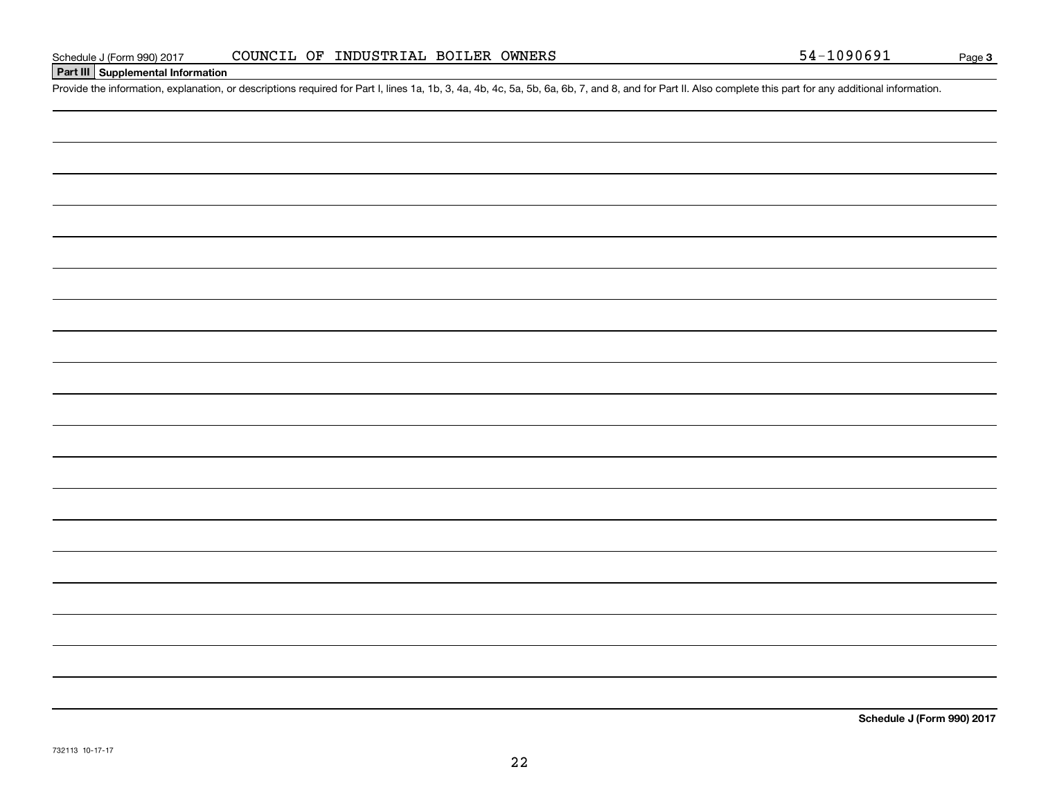Schedule J (Form 990) 2017 COUNCIL OF INDUSTRIAL BOILER OWNERS 54-1090691 Page **3**

**Part III Supplemental Information**

Provide the information, explanation, or descriptions required for Part I, lines 1a, 1b, 3, 4a, 4b, 4c, 5a, 5b, 6a, 6b, 7, and 8, and for Part II. Also complete this part for any additional information.

**Schedule J (Form 990) 2017**

732113 10-17-17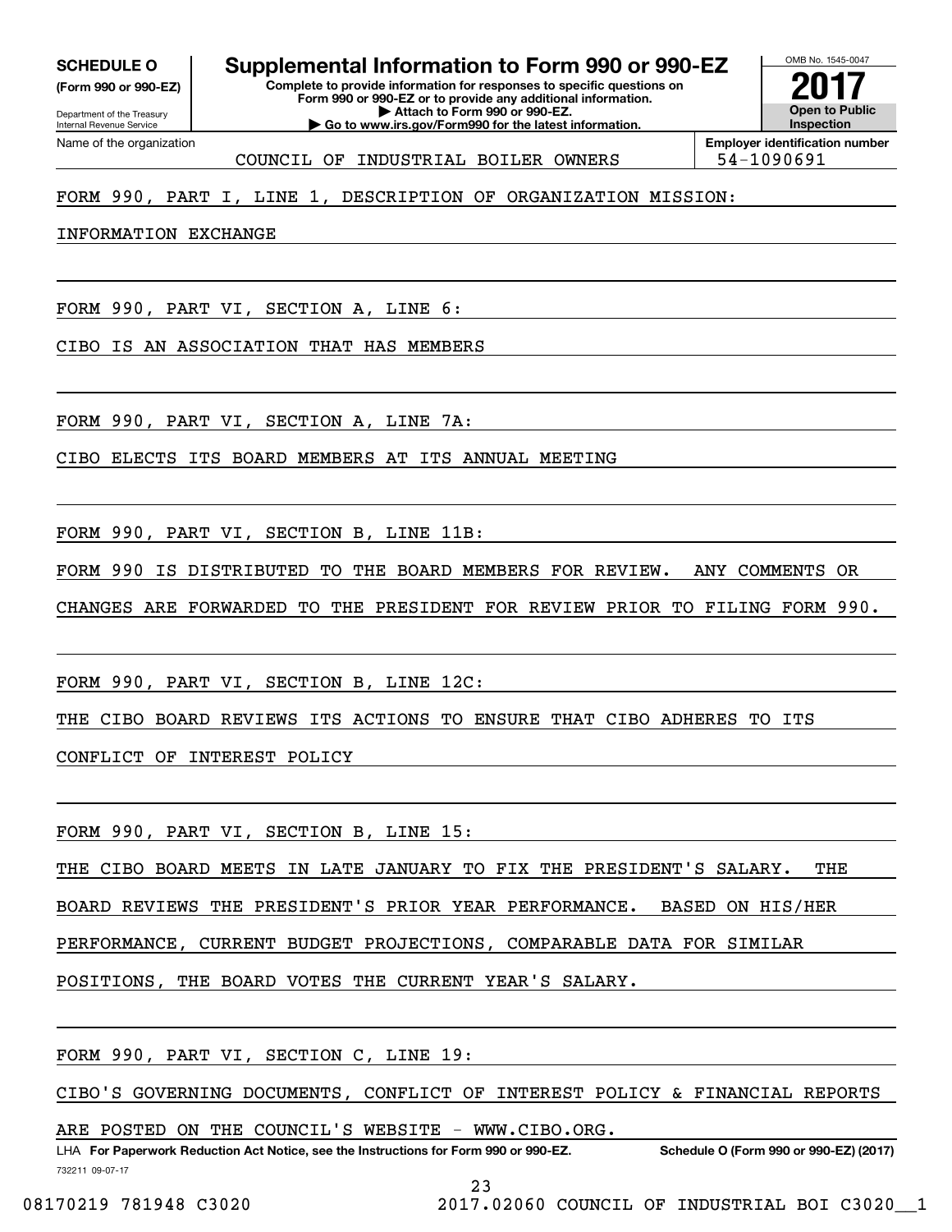**SCHEDULE O**
**(Form 990 or 990-EZ)**

Department of the Treasury
Internal Revenue Service

# Supplemental Information to Form 990 or 990-EZ

**Complete to provide information for responses to specific questions on Form 990 or 990-EZ or to provide any additional information.**
**▶ Attach to Form 990 or 990-EZ.**
**▶ Go to www.irs.gov/Form990 for the latest information.**

OMB No. 1545-0047
**2017**
**Open to Public Inspection**

Name of the organization: COUNCIL OF INDUSTRIAL BOILER OWNERS

**Employer identification number:** 54-1090691

FORM 990, PART I, LINE 1, DESCRIPTION OF ORGANIZATION MISSION:

INFORMATION EXCHANGE

FORM 990, PART VI, SECTION A, LINE 6:

CIBO IS AN ASSOCIATION THAT HAS MEMBERS

FORM 990, PART VI, SECTION A, LINE 7A:

CIBO ELECTS ITS BOARD MEMBERS AT ITS ANNUAL MEETING

FORM 990, PART VI, SECTION B, LINE 11B:

FORM 990 IS DISTRIBUTED TO THE BOARD MEMBERS FOR REVIEW. ANY COMMENTS OR CHANGES ARE FORWARDED TO THE PRESIDENT FOR REVIEW PRIOR TO FILING FORM 990.

FORM 990, PART VI, SECTION B, LINE 12C:

THE CIBO BOARD REVIEWS ITS ACTIONS TO ENSURE THAT CIBO ADHERES TO ITS CONFLICT OF INTEREST POLICY

FORM 990, PART VI, SECTION B, LINE 15:

THE CIBO BOARD MEETS IN LATE JANUARY TO FIX THE PRESIDENT'S SALARY. THE BOARD REVIEWS THE PRESIDENT'S PRIOR YEAR PERFORMANCE. BASED ON HIS/HER PERFORMANCE, CURRENT BUDGET PROJECTIONS, COMPARABLE DATA FOR SIMILAR POSITIONS, THE BOARD VOTES THE CURRENT YEAR'S SALARY.

FORM 990, PART VI, SECTION C, LINE 19:

CIBO'S GOVERNING DOCUMENTS, CONFLICT OF INTEREST POLICY & FINANCIAL REPORTS ARE POSTED ON THE COUNCIL'S WEBSITE - WWW.CIBO.ORG.

LHA **For Paperwork Reduction Act Notice, see the Instructions for Form 990 or 990-EZ.** **Schedule O (Form 990 or 990-EZ) (2017)**

732211 09-07-17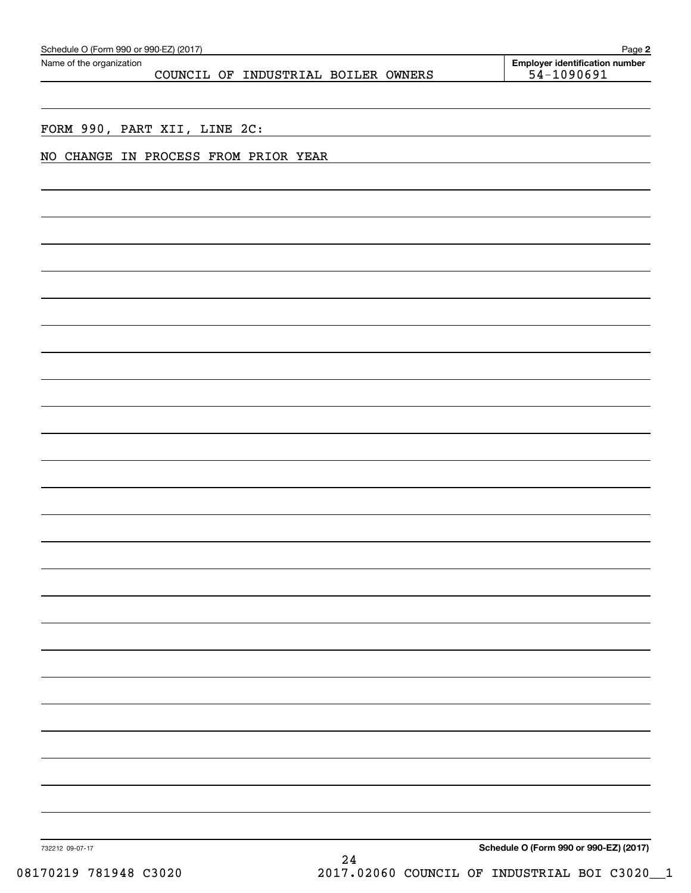Name of the organization: COUNCIL OF INDUSTRIAL BOILER OWNERS

Employer identification number: 54-1090691

FORM 990, PART XII, LINE 2C:

NO CHANGE IN PROCESS FROM PRIOR YEAR